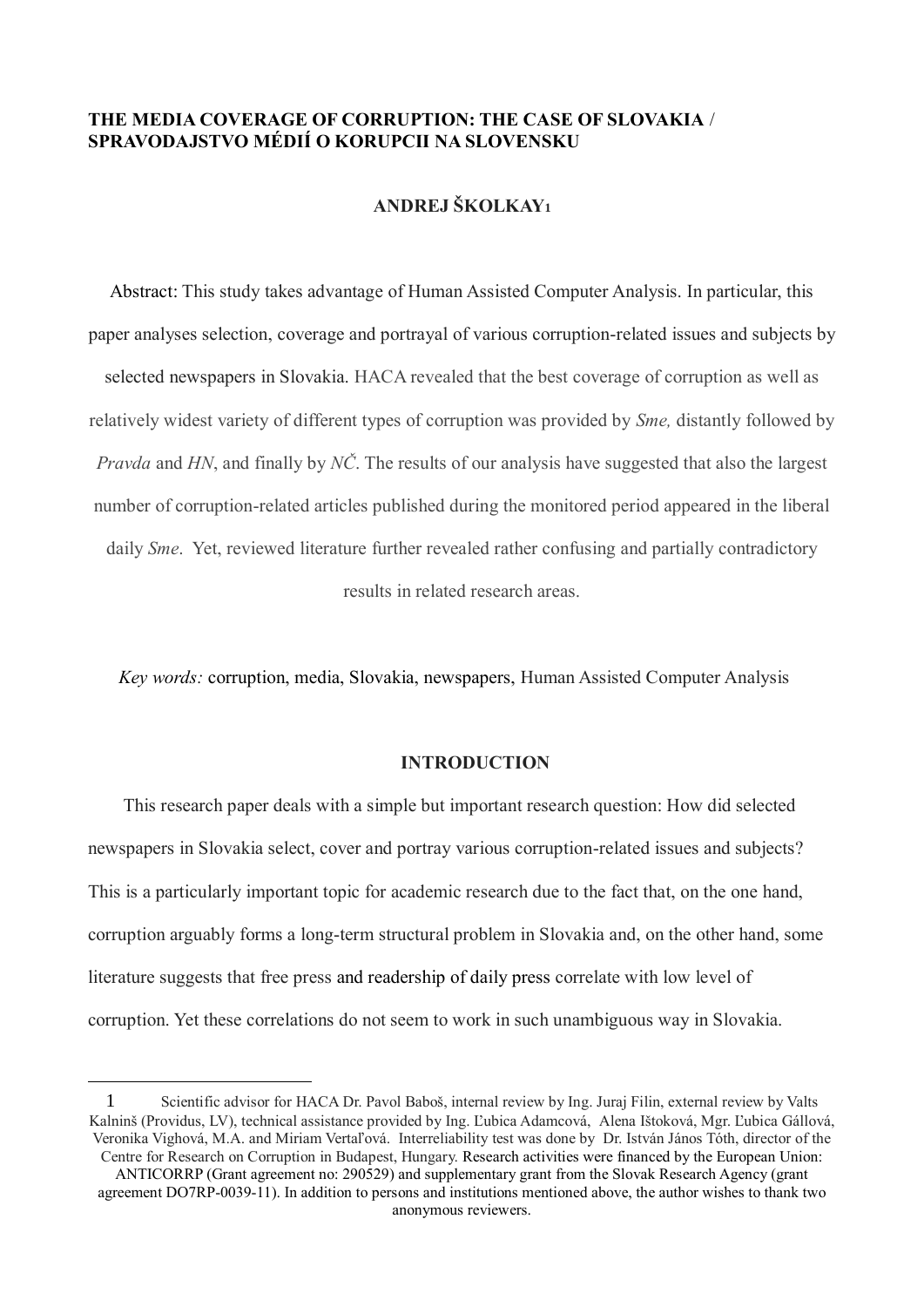**THE MEDIA COVERAGE OF CORRUPTION: THE CASE OF SLOVAKIA / SPRAVODAJSTVO MÉDIÍ O KORUPCII NA SLOVENSKU**

**ANDREJ ŠKOLKAY[1]**

Abstract: This study takes advantage of Human Assisted Computer Analysis. In particular, this paper analyses selection, coverage and portrayal of various corruption-related issues and subjects by selected newspapers in Slovakia. HACA revealed that the best coverage of corruption as well as relatively widest variety of different types of corruption was provided by *Sme,* distantly followed by *Pravda* and *HN*, and finally by *NČ*. The results of our analysis have suggested that also the largest number of corruption-related articles published during the monitored period appeared in the liberal daily *Sme*. Yet, reviewed literature further revealed rather confusing and partially contradictory results in related research areas.

*Key words:* corruption, media, Slovakia, newspapers, Human Assisted Computer Analysis

## INTRODUCTION

This research paper deals with a simple but important research question: How did selected newspapers in Slovakia select, cover and portray various corruption-related issues and subjects? This is a particularly important topic for academic research due to the fact that, on the one hand, corruption arguably forms a long-term structural problem in Slovakia and, on the other hand, some literature suggests that free press and readership of daily press correlate with low level of corruption. Yet these correlations do not seem to work in such unambiguous way in Slovakia.

---

[1] Scientific advisor for HACA Dr. Pavol Baboš, internal review by Ing. Juraj Filin, external review by Valts Kalninš (Providus, LV), technical assistance provided by Ing. Ľubica Adamcová, Alena Ištoková, Mgr. Ľubica Gállová, Veronika Vighová, M.A. and Miriam Vertaľová. Interreliability test was done by Dr. István János Tóth, director of the Centre for Research on Corruption in Budapest, Hungary. Research activities were financed by the European Union: ANTICORRP (Grant agreement no: 290529) and supplementary grant from the Slovak Research Agency (grant agreement DO7RP-0039-11). In addition to persons and institutions mentioned above, the author wishes to thank two anonymous reviewers.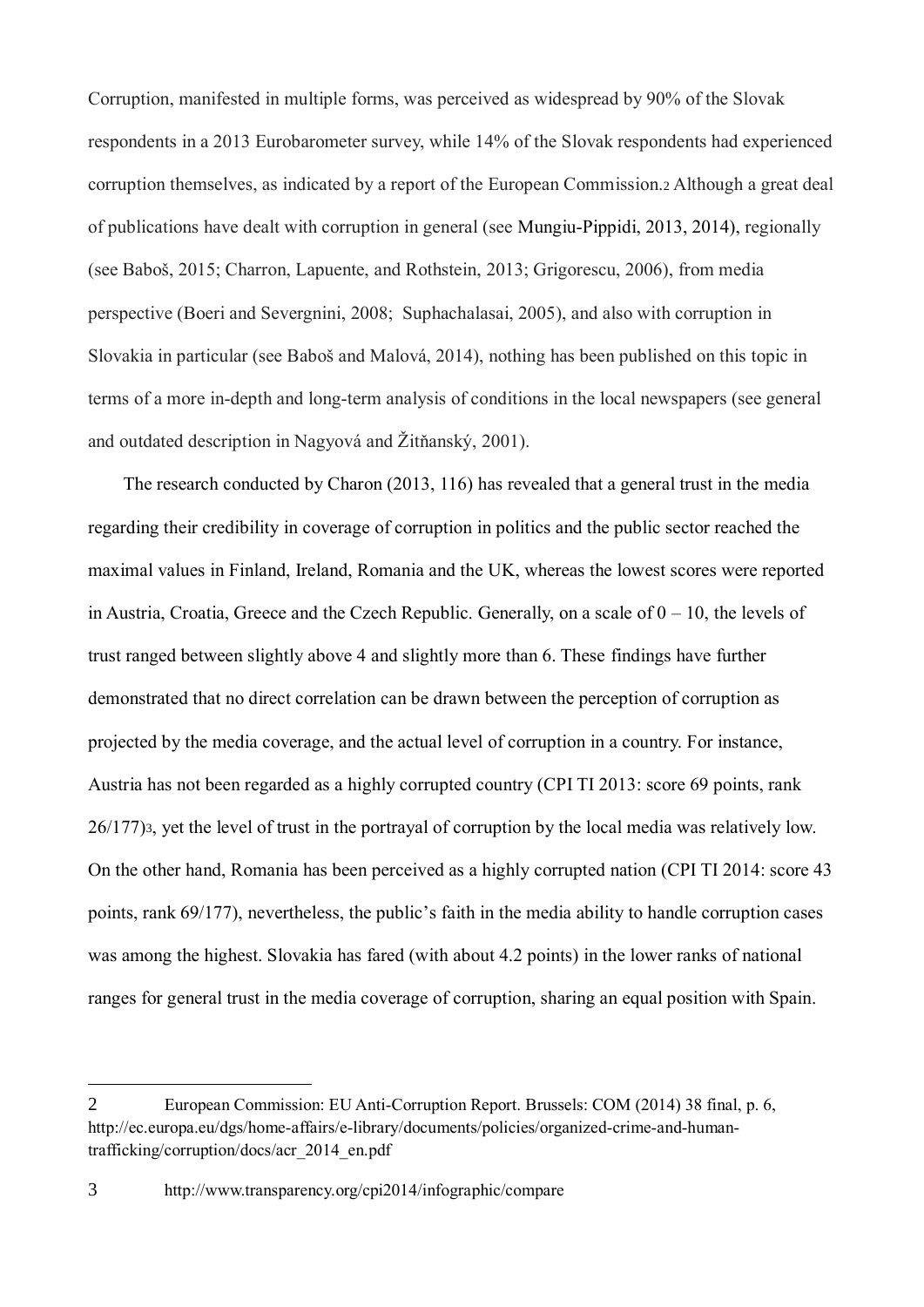Corruption, manifested in multiple forms, was perceived as widespread by 90% of the Slovak respondents in a 2013 Eurobarometer survey, while 14% of the Slovak respondents had experienced corruption themselves, as indicated by a report of the European Commission.[2] Although a great deal of publications have dealt with corruption in general (see Mungiu-Pippidi, 2013, 2014), regionally (see Baboš, 2015; Charron, Lapuente, and Rothstein, 2013; Grigorescu, 2006), from media perspective (Boeri and Severgnini, 2008; Suphachalasai, 2005), and also with corruption in Slovakia in particular (see Baboš and Malová, 2014), nothing has been published on this topic in terms of a more in-depth and long-term analysis of conditions in the local newspapers (see general and outdated description in Nagyová and Žitňanský, 2001).

The research conducted by Charon (2013, 116) has revealed that a general trust in the media regarding their credibility in coverage of corruption in politics and the public sector reached the maximal values in Finland, Ireland, Romania and the UK, whereas the lowest scores were reported in Austria, Croatia, Greece and the Czech Republic. Generally, on a scale of 0 – 10, the levels of trust ranged between slightly above 4 and slightly more than 6. These findings have further demonstrated that no direct correlation can be drawn between the perception of corruption as projected by the media coverage, and the actual level of corruption in a country. For instance, Austria has not been regarded as a highly corrupted country (CPI TI 2013: score 69 points, rank 26/177)[3], yet the level of trust in the portrayal of corruption by the local media was relatively low. On the other hand, Romania has been perceived as a highly corrupted nation (CPI TI 2014: score 43 points, rank 69/177), nevertheless, the public's faith in the media ability to handle corruption cases was among the highest. Slovakia has fared (with about 4.2 points) in the lower ranks of national ranges for general trust in the media coverage of corruption, sharing an equal position with Spain.

---

2 European Commission: EU Anti-Corruption Report. Brussels: COM (2014) 38 final, p. 6, http://ec.europa.eu/dgs/home-affairs/e-library/documents/policies/organized-crime-and-human-trafficking/corruption/docs/acr_2014_en.pdf

3 http://www.transparency.org/cpi2014/infographic/compare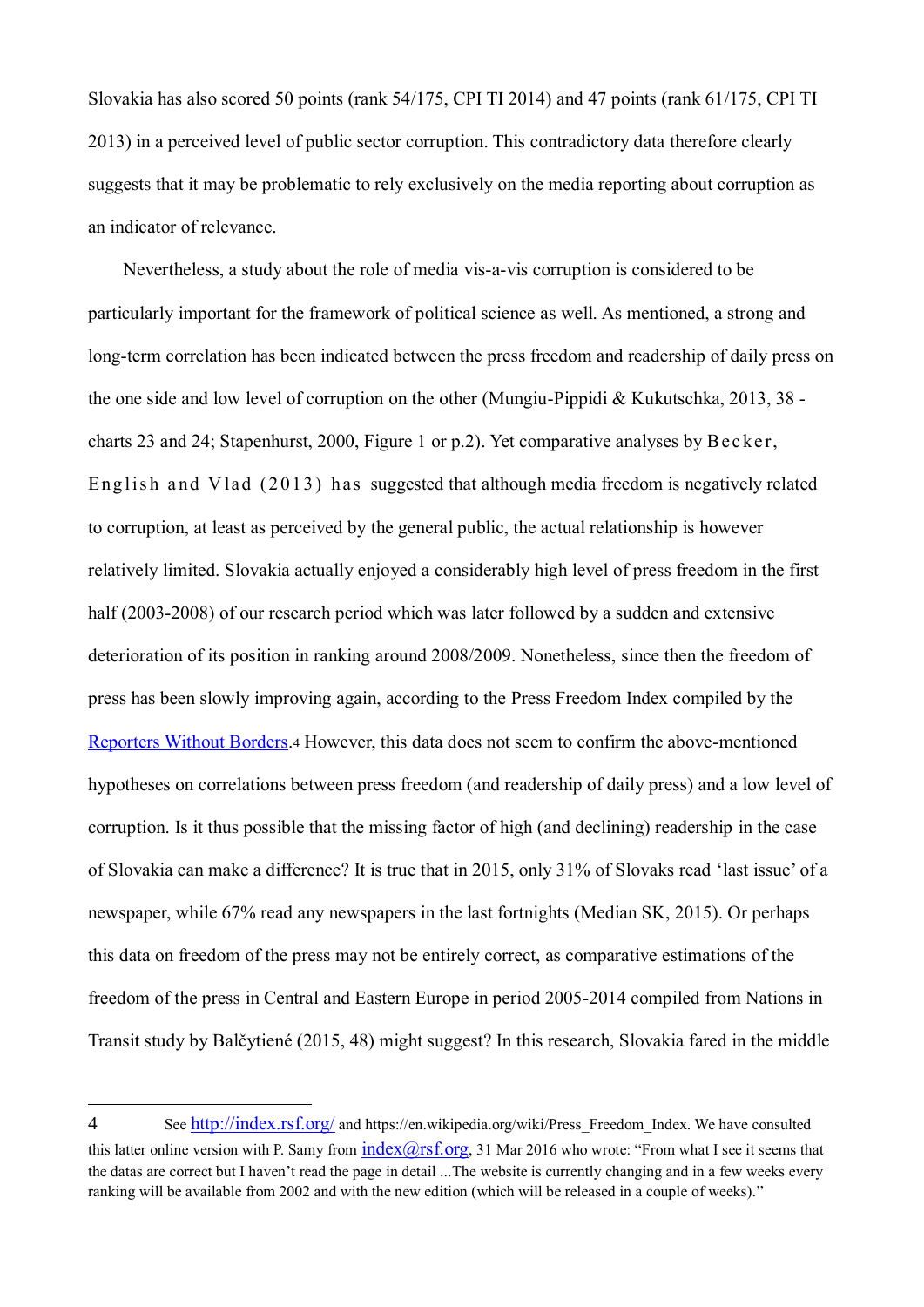Slovakia has also scored 50 points (rank 54/175, CPI TI 2014) and 47 points (rank 61/175, CPI TI 2013) in a perceived level of public sector corruption. This contradictory data therefore clearly suggests that it may be problematic to rely exclusively on the media reporting about corruption as an indicator of relevance.

Nevertheless, a study about the role of media vis-a-vis corruption is considered to be particularly important for the framework of political science as well. As mentioned, a strong and long-term correlation has been indicated between the press freedom and readership of daily press on the one side and low level of corruption on the other (Mungiu-Pippidi & Kukutschka, 2013, 38 - charts 23 and 24; Stapenhurst, 2000, Figure 1 or p.2). Yet comparative analyses by Becker, English and Vlad (2013) has suggested that although media freedom is negatively related to corruption, at least as perceived by the general public, the actual relationship is however relatively limited. Slovakia actually enjoyed a considerably high level of press freedom in the first half (2003-2008) of our research period which was later followed by a sudden and extensive deterioration of its position in ranking around 2008/2009. Nonetheless, since then the freedom of press has been slowly improving again, according to the Press Freedom Index compiled by the Reporters Without Borders.[4] However, this data does not seem to confirm the above-mentioned hypotheses on correlations between press freedom (and readership of daily press) and a low level of corruption. Is it thus possible that the missing factor of high (and declining) readership in the case of Slovakia can make a difference? It is true that in 2015, only 31% of Slovaks read 'last issue' of a newspaper, while 67% read any newspapers in the last fortnights (Median SK, 2015). Or perhaps this data on freedom of the press may not be entirely correct, as comparative estimations of the freedom of the press in Central and Eastern Europe in period 2005-2014 compiled from Nations in Transit study by Balčytiené (2015, 48) might suggest? In this research, Slovakia fared in the middle

---

4 See http://index.rsf.org/ and https://en.wikipedia.org/wiki/Press_Freedom_Index. We have consulted this latter online version with P. Samy from index@rsf.org, 31 Mar 2016 who wrote: "From what I see it seems that the datas are correct but I haven't read the page in detail ...The website is currently changing and in a few weeks every ranking will be available from 2002 and with the new edition (which will be released in a couple of weeks)."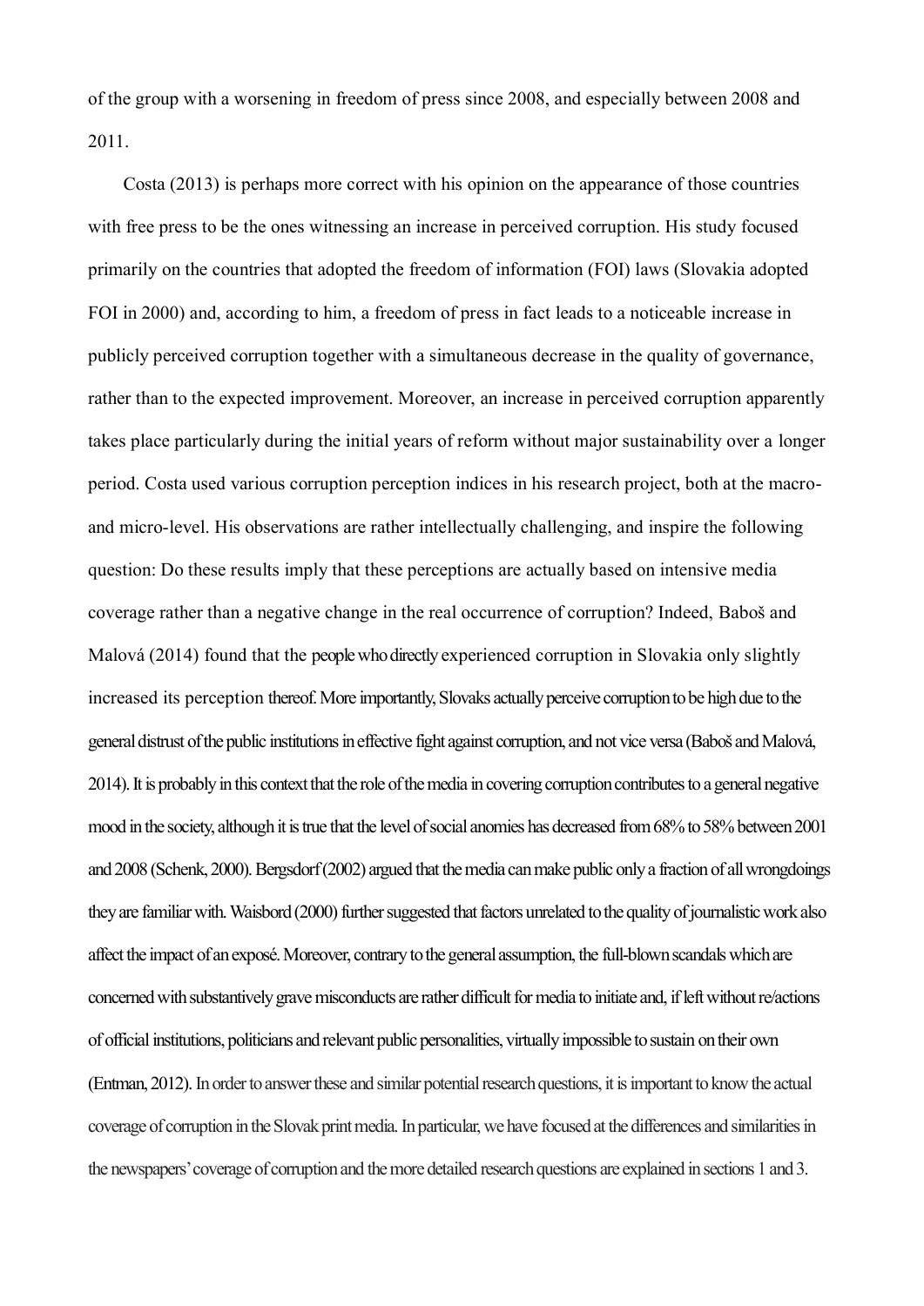of the group with a worsening in freedom of press since 2008, and especially between 2008 and 2011.

Costa (2013) is perhaps more correct with his opinion on the appearance of those countries with free press to be the ones witnessing an increase in perceived corruption. His study focused primarily on the countries that adopted the freedom of information (FOI) laws (Slovakia adopted FOI in 2000) and, according to him, a freedom of press in fact leads to a noticeable increase in publicly perceived corruption together with a simultaneous decrease in the quality of governance, rather than to the expected improvement. Moreover, an increase in perceived corruption apparently takes place particularly during the initial years of reform without major sustainability over a longer period. Costa used various corruption perception indices in his research project, both at the macro- and micro-level. His observations are rather intellectually challenging, and inspire the following question: Do these results imply that these perceptions are actually based on intensive media coverage rather than a negative change in the real occurrence of corruption? Indeed, Baboš and Malová (2014) found that the people who directly experienced corruption in Slovakia only slightly increased its perception thereof. More importantly, Slovaks actually perceive corruption to be high due to the general distrust of the public institutions in effective fight against corruption, and not vice versa (Baboš and Malová, 2014). It is probably in this context that the role of the media in covering corruption contributes to a general negative mood in the society, although it is true that the level of social anomies has decreased from 68% to 58% between 2001 and 2008 (Schenk, 2000). Bergsdorf (2002) argued that the media can make public only a fraction of all wrongdoings they are familiar with. Waisbord (2000) further suggested that factors unrelated to the quality of journalistic work also affect the impact of an exposé. Moreover, contrary to the general assumption, the full-blown scandals which are concerned with substantively grave misconducts are rather difficult for media to initiate and, if left without re/actions of official institutions, politicians and relevant public personalities, virtually impossible to sustain on their own (Entman, 2012). In order to answer these and similar potential research questions, it is important to know the actual coverage of corruption in the Slovak print media. In particular, we have focused at the differences and similarities in the newspapers' coverage of corruption and the more detailed research questions are explained in sections 1 and 3.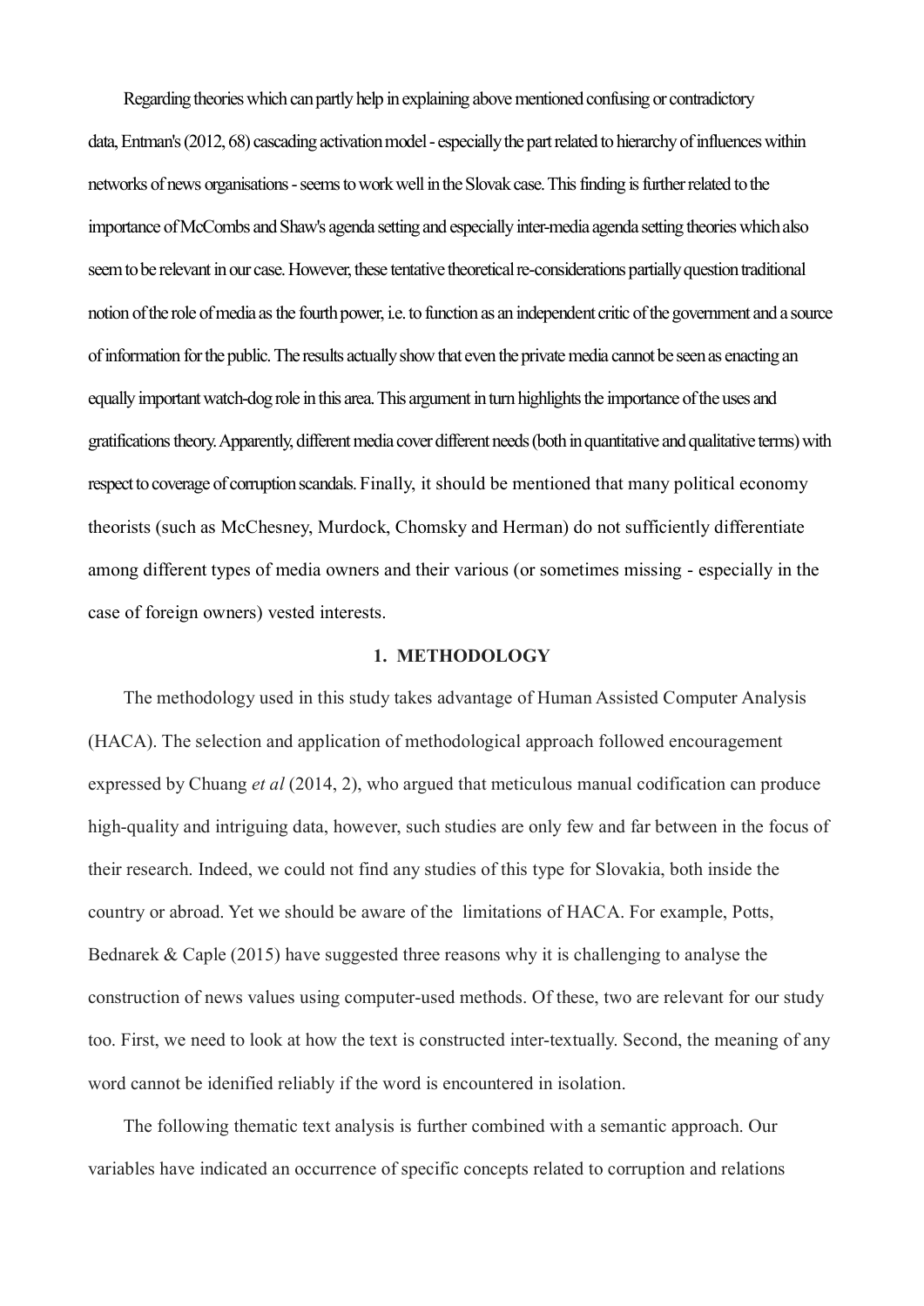Regarding theories which can partly help in explaining above mentioned confusing or contradictory data, Entman's (2012, 68) cascading activation model - especially the part related to hierarchy of influences within networks of news organisations - seems to work well in the Slovak case. This finding is further related to the importance of McCombs and Shaw's agenda setting and especially inter-media agenda setting theories which also seem to be relevant in our case. However, these tentative theoretical re-considerations partially question traditional notion of the role of media as the fourth power, i.e. to function as an independent critic of the government and a source of information for the public. The results actually show that even the private media cannot be seen as enacting an equally important watch-dog role in this area. This argument in turn highlights the importance of the uses and gratifications theory. Apparently, different media cover different needs (both in quantitative and qualitative terms) with respect to coverage of corruption scandals. Finally, it should be mentioned that many political economy theorists (such as McChesney, Murdock, Chomsky and Herman) do not sufficiently differentiate among different types of media owners and their various (or sometimes missing - especially in the case of foreign owners) vested interests.

## 1. METHODOLOGY

The methodology used in this study takes advantage of Human Assisted Computer Analysis (HACA). The selection and application of methodological approach followed encouragement expressed by Chuang *et al* (2014, 2), who argued that meticulous manual codification can produce high-quality and intriguing data, however, such studies are only few and far between in the focus of their research. Indeed, we could not find any studies of this type for Slovakia, both inside the country or abroad. Yet we should be aware of the limitations of HACA. For example, Potts, Bednarek & Caple (2015) have suggested three reasons why it is challenging to analyse the construction of news values using computer-used methods. Of these, two are relevant for our study too. First, we need to look at how the text is constructed inter-textually. Second, the meaning of any word cannot be idenified reliably if the word is encountered in isolation.

The following thematic text analysis is further combined with a semantic approach. Our variables have indicated an occurrence of specific concepts related to corruption and relations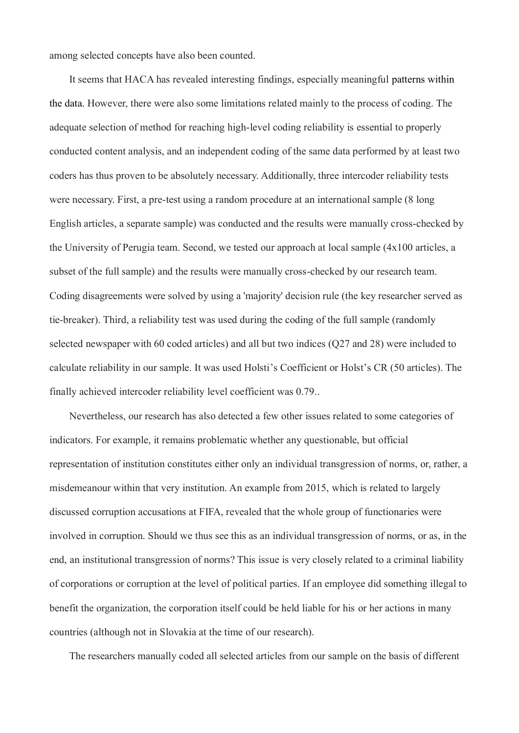among selected concepts have also been counted.

It seems that HACA has revealed interesting findings, especially meaningful patterns within the data. However, there were also some limitations related mainly to the process of coding. The adequate selection of method for reaching high-level coding reliability is essential to properly conducted content analysis, and an independent coding of the same data performed by at least two coders has thus proven to be absolutely necessary. Additionally, three intercoder reliability tests were necessary. First, a pre-test using a random procedure at an international sample (8 long English articles, a separate sample) was conducted and the results were manually cross-checked by the University of Perugia team. Second, we tested our approach at local sample (4x100 articles, a subset of the full sample) and the results were manually cross-checked by our research team. Coding disagreements were solved by using a 'majority' decision rule (the key researcher served as tie-breaker). Third, a reliability test was used during the coding of the full sample (randomly selected newspaper with 60 coded articles) and all but two indices (Q27 and 28) were included to calculate reliability in our sample. It was used Holsti's Coefficient or Holst's CR (50 articles). The finally achieved intercoder reliability level coefficient was 0.79..

Nevertheless, our research has also detected a few other issues related to some categories of indicators. For example, it remains problematic whether any questionable, but official representation of institution constitutes either only an individual transgression of norms, or, rather, a misdemeanour within that very institution. An example from 2015, which is related to largely discussed corruption accusations at FIFA, revealed that the whole group of functionaries were involved in corruption. Should we thus see this as an individual transgression of norms, or as, in the end, an institutional transgression of norms? This issue is very closely related to a criminal liability of corporations or corruption at the level of political parties. If an employee did something illegal to benefit the organization, the corporation itself could be held liable for his or her actions in many countries (although not in Slovakia at the time of our research).

The researchers manually coded all selected articles from our sample on the basis of different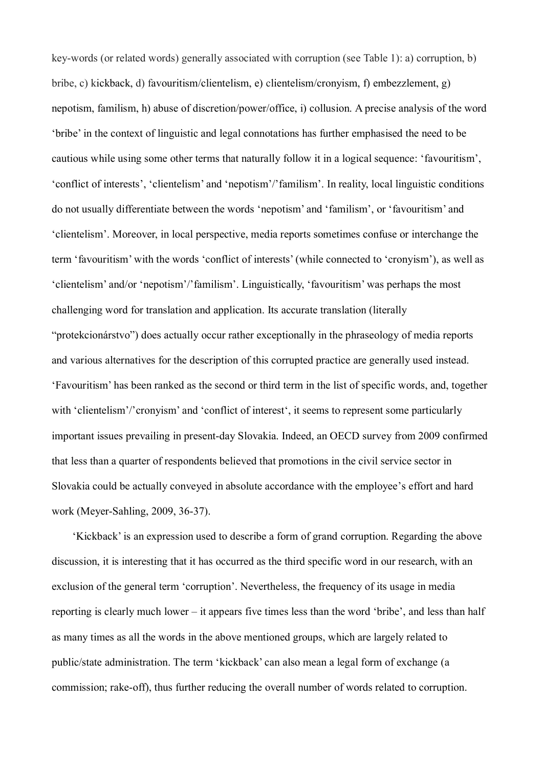key-words (or related words) generally associated with corruption (see Table 1): a) corruption, b) bribe, c) kickback, d) favouritism/clientelism, e) clientelism/cronyism, f) embezzlement, g) nepotism, familism, h) abuse of discretion/power/office, i) collusion. A precise analysis of the word 'bribe' in the context of linguistic and legal connotations has further emphasised the need to be cautious while using some other terms that naturally follow it in a logical sequence: 'favouritism', 'conflict of interests', 'clientelism' and 'nepotism'/'familism'. In reality, local linguistic conditions do not usually differentiate between the words 'nepotism' and 'familism', or 'favouritism' and 'clientelism'. Moreover, in local perspective, media reports sometimes confuse or interchange the term 'favouritism' with the words 'conflict of interests' (while connected to 'cronyism'), as well as 'clientelism' and/or 'nepotism'/'familism'. Linguistically, 'favouritism' was perhaps the most challenging word for translation and application. Its accurate translation (literally "protekcionárstvo") does actually occur rather exceptionally in the phraseology of media reports and various alternatives for the description of this corrupted practice are generally used instead. 'Favouritism' has been ranked as the second or third term in the list of specific words, and, together with 'clientelism'/'cronyism' and 'conflict of interest', it seems to represent some particularly important issues prevailing in present-day Slovakia. Indeed, an OECD survey from 2009 confirmed that less than a quarter of respondents believed that promotions in the civil service sector in Slovakia could be actually conveyed in absolute accordance with the employee's effort and hard work (Meyer-Sahling, 2009, 36-37).

'Kickback' is an expression used to describe a form of grand corruption. Regarding the above discussion, it is interesting that it has occurred as the third specific word in our research, with an exclusion of the general term 'corruption'. Nevertheless, the frequency of its usage in media reporting is clearly much lower – it appears five times less than the word 'bribe', and less than half as many times as all the words in the above mentioned groups, which are largely related to public/state administration. The term 'kickback' can also mean a legal form of exchange (a commission; rake-off), thus further reducing the overall number of words related to corruption.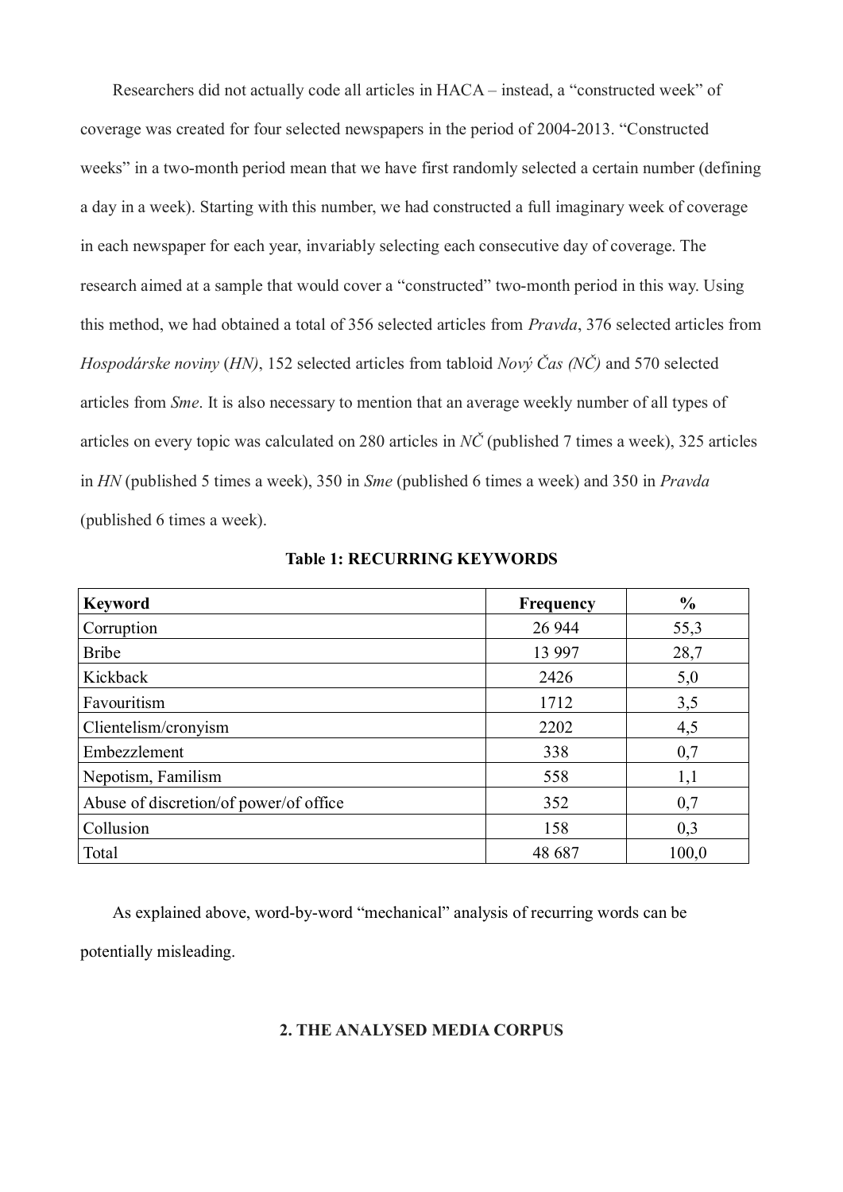Researchers did not actually code all articles in HACA – instead, a "constructed week" of coverage was created for four selected newspapers in the period of 2004-2013. "Constructed weeks" in a two-month period mean that we have first randomly selected a certain number (defining a day in a week). Starting with this number, we had constructed a full imaginary week of coverage in each newspaper for each year, invariably selecting each consecutive day of coverage. The research aimed at a sample that would cover a "constructed" two-month period in this way. Using this method, we had obtained a total of 356 selected articles from *Pravda*, 376 selected articles from *Hospodárske noviny* (*HN)*, 152 selected articles from tabloid *Nový Čas (NČ)* and 570 selected articles from *Sme*. It is also necessary to mention that an average weekly number of all types of articles on every topic was calculated on 280 articles in *NČ* (published 7 times a week), 325 articles in *HN* (published 5 times a week), 350 in *Sme* (published 6 times a week) and 350 in *Pravda* (published 6 times a week).

**Table 1: RECURRING KEYWORDS**

| Keyword | Frequency | % |
|---|---|---|
| Corruption | 26 944 | 55,3 |
| Bribe | 13 997 | 28,7 |
| Kickback | 2426 | 5,0 |
| Favouritism | 1712 | 3,5 |
| Clientelism/cronyism | 2202 | 4,5 |
| Embezzlement | 338 | 0,7 |
| Nepotism, Familism | 558 | 1,1 |
| Abuse of discretion/of power/of office | 352 | 0,7 |
| Collusion | 158 | 0,3 |
| Total | 48 687 | 100,0 |

As explained above, word-by-word "mechanical" analysis of recurring words can be potentially misleading.

## 2. THE ANALYSED MEDIA CORPUS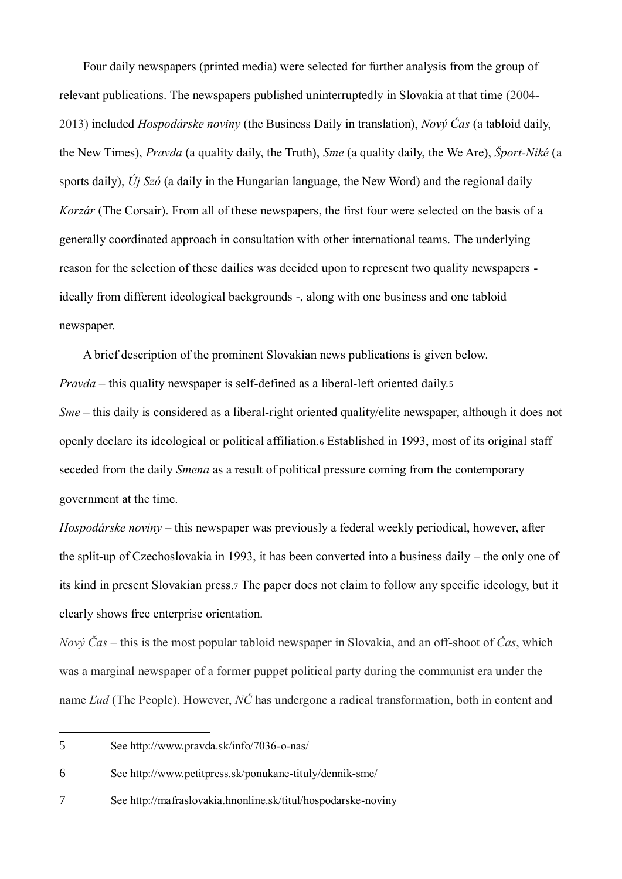Four daily newspapers (printed media) were selected for further analysis from the group of relevant publications. The newspapers published uninterruptedly in Slovakia at that time (2004-2013) included *Hospodárske noviny* (the Business Daily in translation), *Nový Čas* (a tabloid daily, the New Times), *Pravda* (a quality daily, the Truth), *Sme* (a quality daily, the We Are), *Šport-Niké* (a sports daily), *Új Szó* (a daily in the Hungarian language, the New Word) and the regional daily *Korzár* (The Corsair). From all of these newspapers, the first four were selected on the basis of a generally coordinated approach in consultation with other international teams. The underlying reason for the selection of these dailies was decided upon to represent two quality newspapers - ideally from different ideological backgrounds -, along with one business and one tabloid newspaper.

A brief description of the prominent Slovakian news publications is given below.

*Pravda* – this quality newspaper is self-defined as a liberal-left oriented daily.[5]

*Sme* – this daily is considered as a liberal-right oriented quality/elite newspaper, although it does not openly declare its ideological or political affiliation.[6] Established in 1993, most of its original staff seceded from the daily *Smena* as a result of political pressure coming from the contemporary government at the time.

*Hospodárske noviny* – this newspaper was previously a federal weekly periodical, however, after the split-up of Czechoslovakia in 1993, it has been converted into a business daily – the only one of its kind in present Slovakian press.[7] The paper does not claim to follow any specific ideology, but it clearly shows free enterprise orientation.

*Nový Čas* – this is the most popular tabloid newspaper in Slovakia, and an off-shoot of *Čas*, which was a marginal newspaper of a former puppet political party during the communist era under the name *Ľud* (The People). However, *NČ* has undergone a radical transformation, both in content and

---

5 See http://www.pravda.sk/info/7036-o-nas/

6 See http://www.petitpress.sk/ponukane-tituly/dennik-sme/

7 See http://mafraslovakia.hnonline.sk/titul/hospodarske-noviny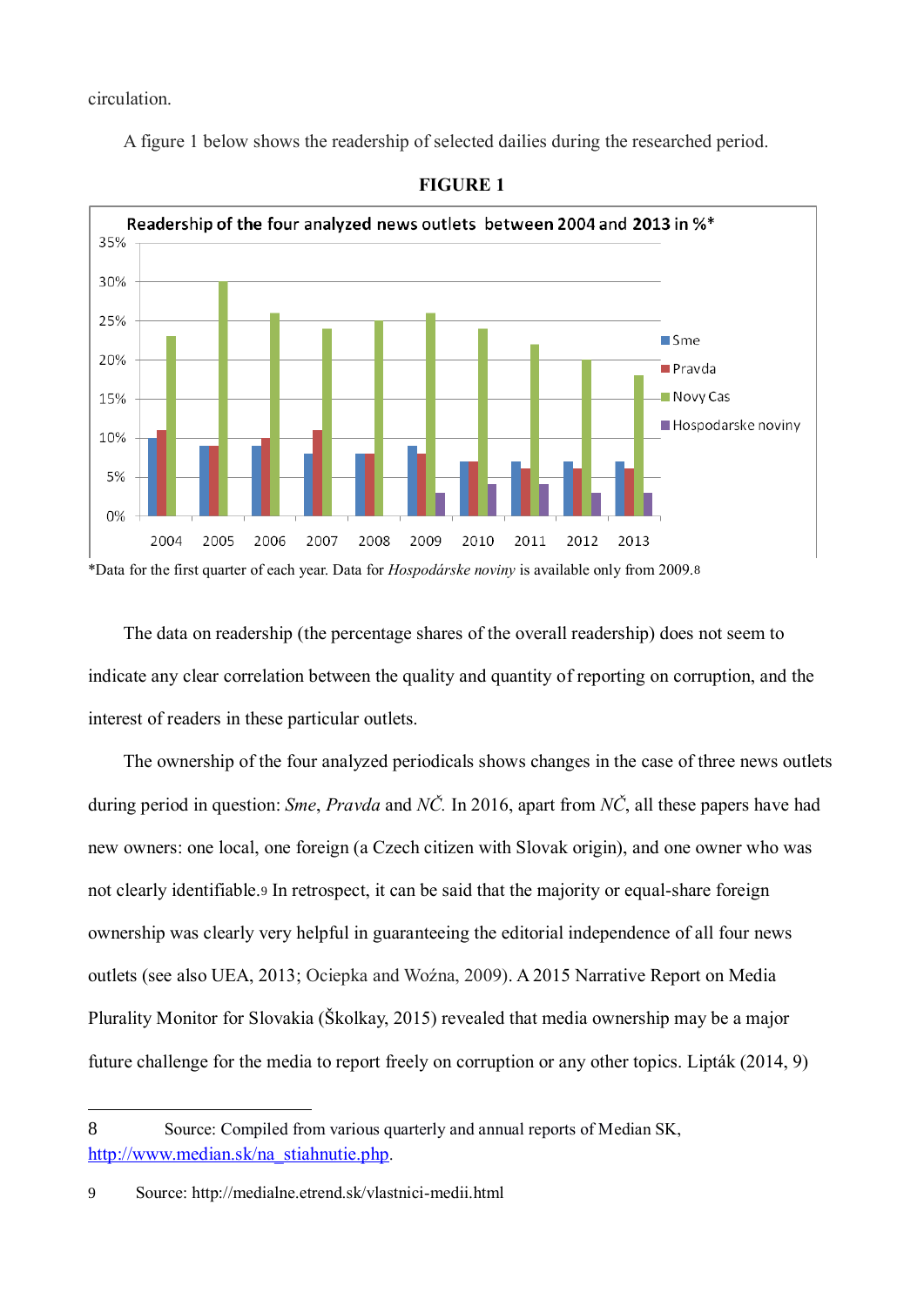circulation.

A figure 1 below shows the readership of selected dailies during the researched period.

**FIGURE 1**

*Data for the first quarter of each year. Data for *Hospodárske noviny* is available only from 2009.[8]

The data on readership (the percentage shares of the overall readership) does not seem to indicate any clear correlation between the quality and quantity of reporting on corruption, and the interest of readers in these particular outlets.

The ownership of the four analyzed periodicals shows changes in the case of three news outlets during period in question: *Sme*, *Pravda* and *NČ.* In 2016, apart from *NČ*, all these papers have had new owners: one local, one foreign (a Czech citizen with Slovak origin), and one owner who was not clearly identifiable.[9] In retrospect, it can be said that the majority or equal-share foreign ownership was clearly very helpful in guaranteeing the editorial independence of all four news outlets (see also UEA, 2013; Ociepka and Woźna, 2009). A 2015 Narrative Report on Media Plurality Monitor for Slovakia (Školkay, 2015) revealed that media ownership may be a major future challenge for the media to report freely on corruption or any other topics. Lipták (2014, 9)

---

8 Source: Compiled from various quarterly and annual reports of Median SK, http://www.median.sk/na_stiahnutie.php.

9 Source: http://medialne.etrend.sk/vlastnici-medii.html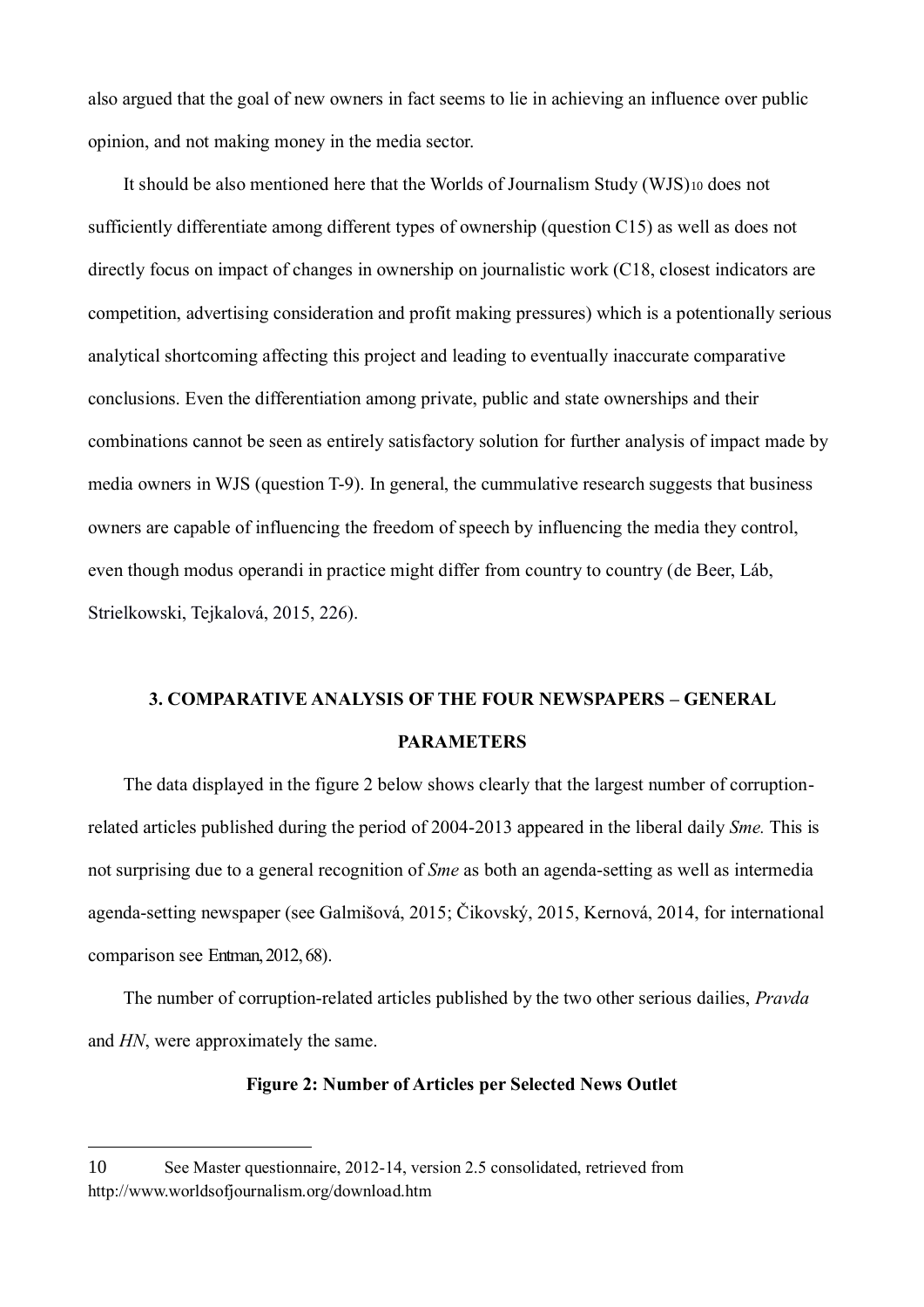also argued that the goal of new owners in fact seems to lie in achieving an influence over public opinion, and not making money in the media sector.

It should be also mentioned here that the Worlds of Journalism Study (WJS)[10] does not sufficiently differentiate among different types of ownership (question C15) as well as does not directly focus on impact of changes in ownership on journalistic work (C18, closest indicators are competition, advertising consideration and profit making pressures) which is a potentially serious analytical shortcoming affecting this project and leading to eventually inaccurate comparative conclusions. Even the differentiation among private, public and state ownerships and their combinations cannot be seen as entirely satisfactory solution for further analysis of impact made by media owners in WJS (question T-9). In general, the cummulative research suggests that business owners are capable of influencing the freedom of speech by influencing the media they control, even though modus operandi in practice might differ from country to country (de Beer, Láb, Strielkowski, Tejkalová, 2015, 226).

## 3. COMPARATIVE ANALYSIS OF THE FOUR NEWSPAPERS – GENERAL PARAMETERS

The data displayed in the figure 2 below shows clearly that the largest number of corruption-related articles published during the period of 2004-2013 appeared in the liberal daily *Sme.* This is not surprising due to a general recognition of *Sme* as both an agenda-setting as well as intermedia agenda-setting newspaper (see Galmišová, 2015; Čikovský, 2015, Kernová, 2014, for international comparison see Entman, 2012, 68).

The number of corruption-related articles published by the two other serious dailies, *Pravda* and *HN*, were approximately the same.

**Figure 2: Number of Articles per Selected News Outlet**

---

10 See Master questionnaire, 2012-14, version 2.5 consolidated, retrieved from http://www.worldsofjournalism.org/download.htm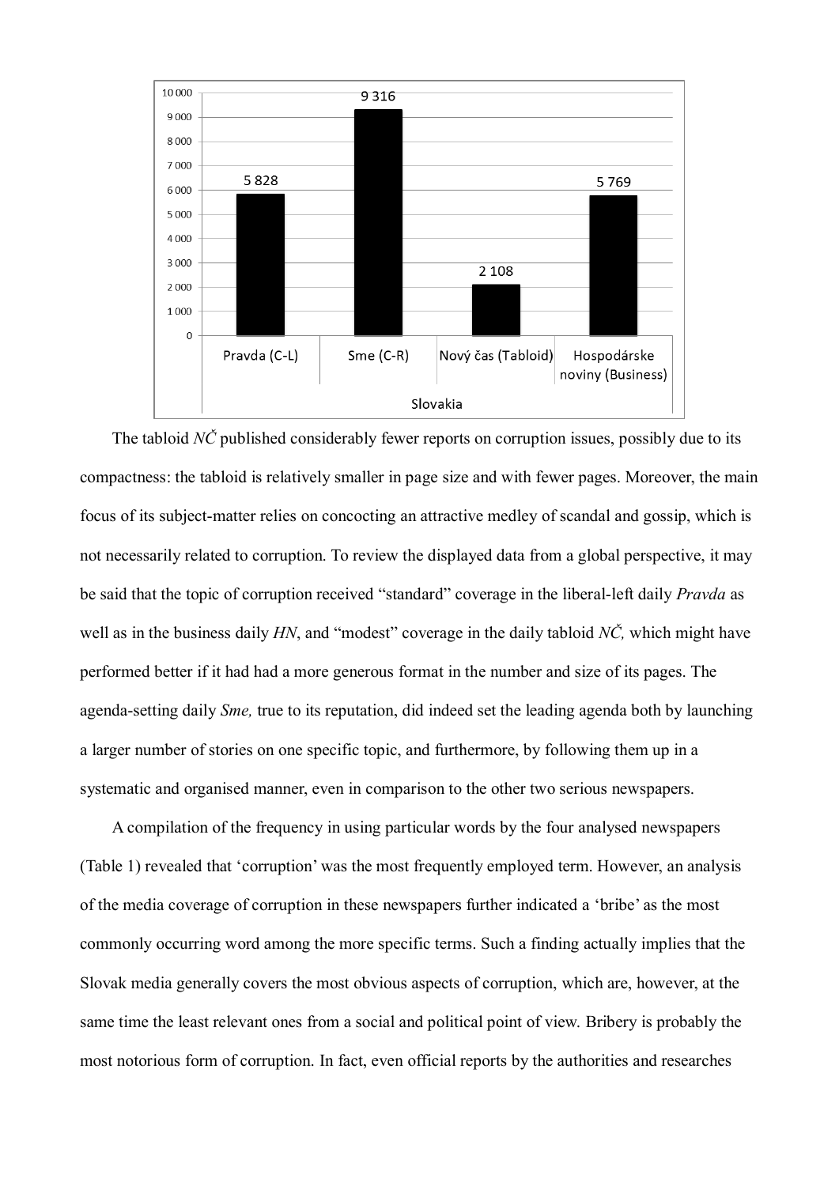| Slovakia | Pravda (C-L) | Sme (C-R) | Nový čas (Tabloid) | Hospodárske noviny (Business) |
|---|---|---|---|---|
| | 5 828 | 9 316 | 2 108 | 5 769 |

The tabloid *NČ* published considerably fewer reports on corruption issues, possibly due to its compactness: the tabloid is relatively smaller in page size and with fewer pages. Moreover, the main focus of its subject-matter relies on concocting an attractive medley of scandal and gossip, which is not necessarily related to corruption. To review the displayed data from a global perspective, it may be said that the topic of corruption received "standard" coverage in the liberal-left daily *Pravda* as well as in the business daily *HN*, and "modest" coverage in the daily tabloid *NČ,* which might have performed better if it had had a more generous format in the number and size of its pages. The agenda-setting daily *Sme,* true to its reputation, did indeed set the leading agenda both by launching a larger number of stories on one specific topic, and furthermore, by following them up in a systematic and organised manner, even in comparison to the other two serious newspapers.

A compilation of the frequency in using particular words by the four analysed newspapers (Table 1) revealed that 'corruption' was the most frequently employed term. However, an analysis of the media coverage of corruption in these newspapers further indicated a 'bribe' as the most commonly occurring word among the more specific terms. Such a finding actually implies that the Slovak media generally covers the most obvious aspects of corruption, which are, however, at the same time the least relevant ones from a social and political point of view. Bribery is probably the most notorious form of corruption. In fact, even official reports by the authorities and researches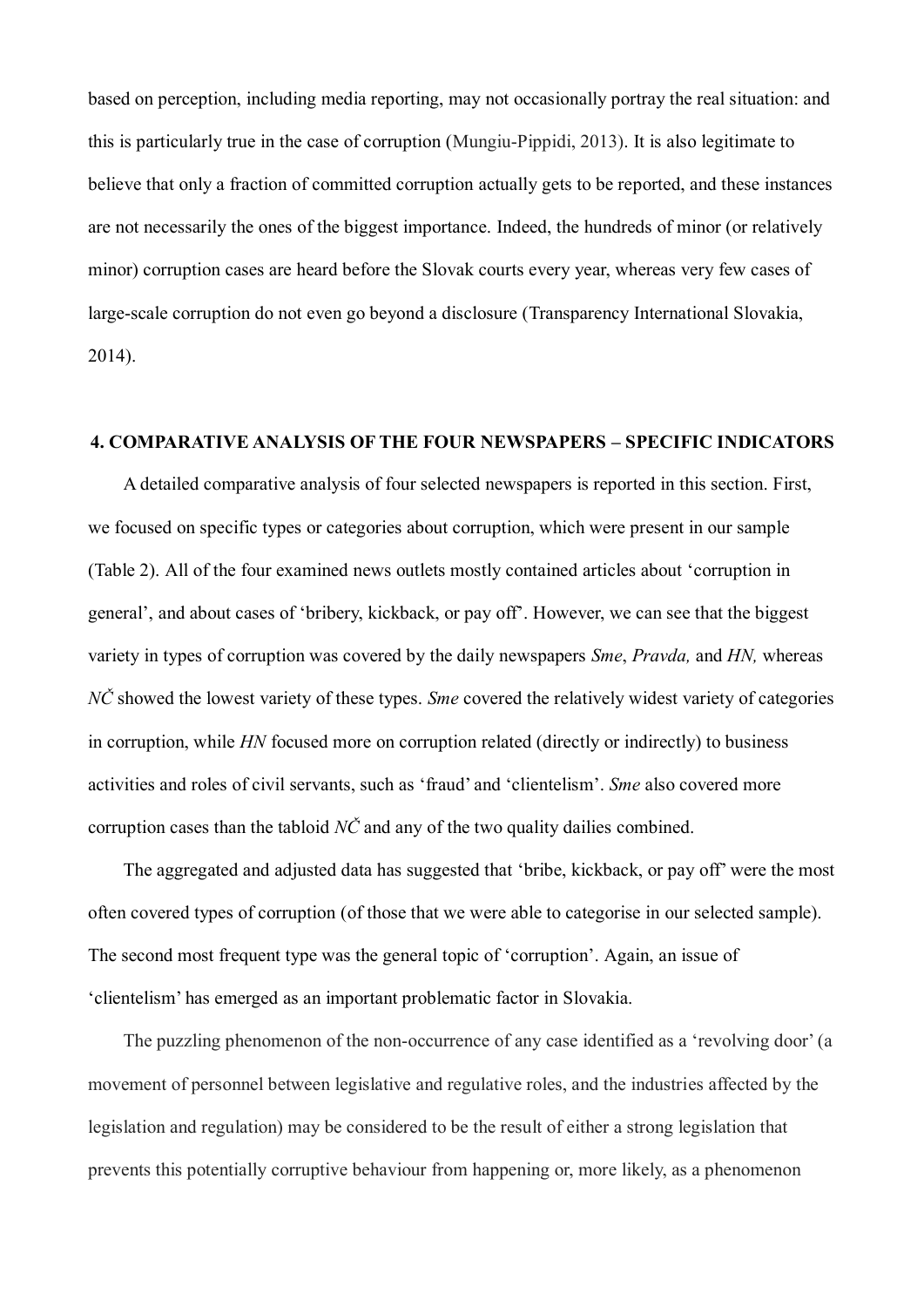based on perception, including media reporting, may not occasionally portray the real situation: and this is particularly true in the case of corruption (Mungiu-Pippidi, 2013). It is also legitimate to believe that only a fraction of committed corruption actually gets to be reported, and these instances are not necessarily the ones of the biggest importance. Indeed, the hundreds of minor (or relatively minor) corruption cases are heard before the Slovak courts every year, whereas very few cases of large-scale corruption do not even go beyond a disclosure (Transparency International Slovakia, 2014).

## 4. COMPARATIVE ANALYSIS OF THE FOUR NEWSPAPERS – SPECIFIC INDICATORS

A detailed comparative analysis of four selected newspapers is reported in this section. First, we focused on specific types or categories about corruption, which were present in our sample (Table 2). All of the four examined news outlets mostly contained articles about 'corruption in general', and about cases of 'bribery, kickback, or pay off'. However, we can see that the biggest variety in types of corruption was covered by the daily newspapers *Sme*, *Pravda,* and *HN,* whereas *NČ* showed the lowest variety of these types. *Sme* covered the relatively widest variety of categories in corruption, while *HN* focused more on corruption related (directly or indirectly) to business activities and roles of civil servants, such as 'fraud' and 'clientelism'. *Sme* also covered more corruption cases than the tabloid *NČ* and any of the two quality dailies combined.

The aggregated and adjusted data has suggested that 'bribe, kickback, or pay off' were the most often covered types of corruption (of those that we were able to categorise in our selected sample). The second most frequent type was the general topic of 'corruption'. Again, an issue of 'clientelism' has emerged as an important problematic factor in Slovakia.

The puzzling phenomenon of the non-occurrence of any case identified as a 'revolving door' (a movement of personnel between legislative and regulative roles, and the industries affected by the legislation and regulation) may be considered to be the result of either a strong legislation that prevents this potentially corruptive behaviour from happening or, more likely, as a phenomenon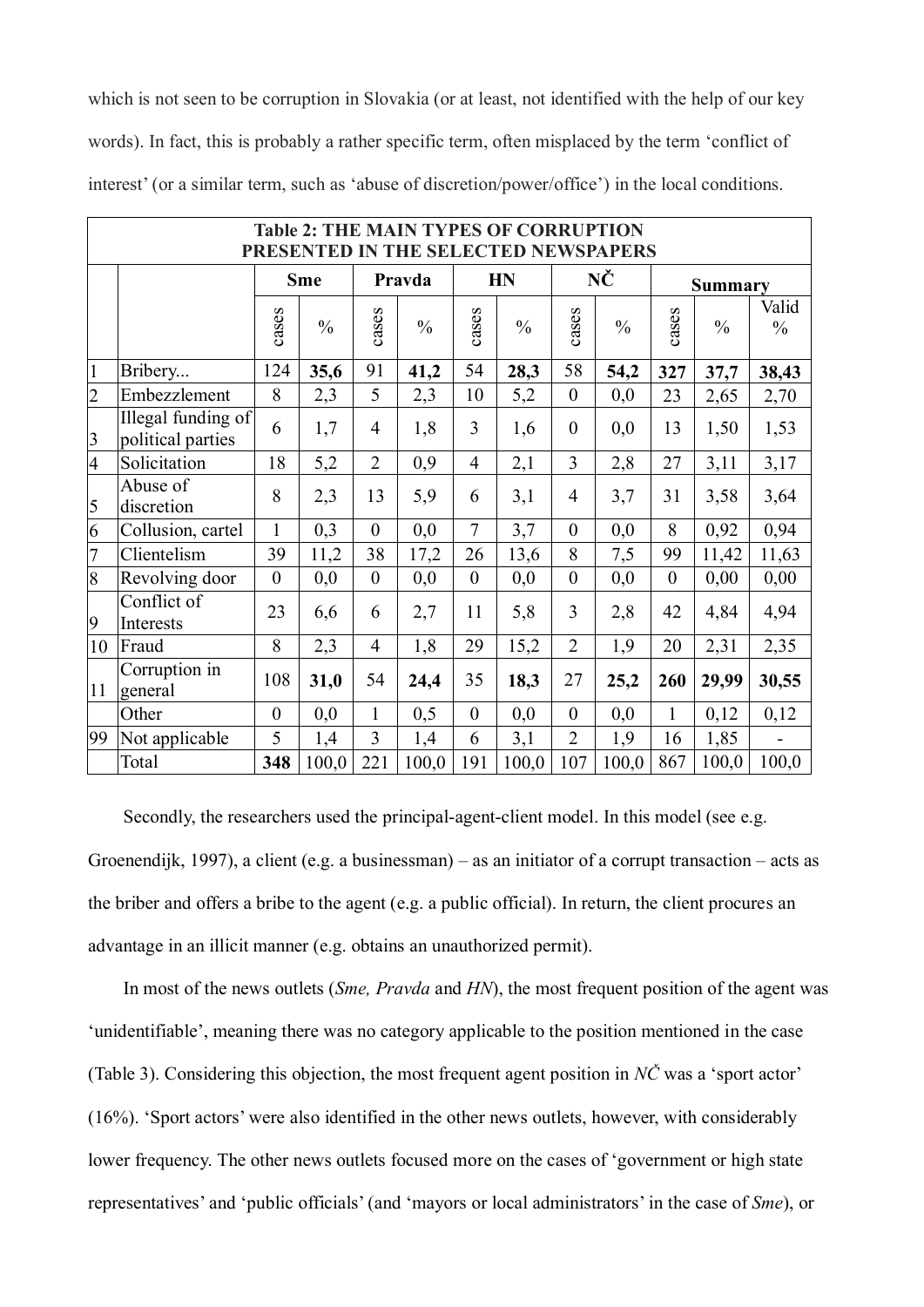which is not seen to be corruption in Slovakia (or at least, not identified with the help of our key words). In fact, this is probably a rather specific term, often misplaced by the term 'conflict of interest' (or a similar term, such as 'abuse of discretion/power/office') in the local conditions.

| **Table 2: THE MAIN TYPES OF CORRUPTION PRESENTED IN THE SELECTED NEWSPAPERS** | | | | | | | | | | | | |
|---|---|---|---|---|---|---|---|---|---|---|---|---|
| | | **Sme** | | **Pravda** | | **HN** | | **NČ** | | **Summary** | | |
| | | cases | % | cases | % | cases | % | cases | % | cases | % | Valid % |
| 1 | Bribery... | 124 | **35,6** | 91 | **41,2** | 54 | **28,3** | 58 | **54,2** | **327** | **37,7** | **38,43** |
| 2 | Embezzlement | 8 | 2,3 | 5 | 2,3 | 10 | 5,2 | 0 | 0,0 | 23 | 2,65 | 2,70 |
| 3 | Illegal funding of political parties | 6 | 1,7 | 4 | 1,8 | 3 | 1,6 | 0 | 0,0 | 13 | 1,50 | 1,53 |
| 4 | Solicitation | 18 | 5,2 | 2 | 0,9 | 4 | 2,1 | 3 | 2,8 | 27 | 3,11 | 3,17 |
| 5 | Abuse of discretion | 8 | 2,3 | 13 | 5,9 | 6 | 3,1 | 4 | 3,7 | 31 | 3,58 | 3,64 |
| 6 | Collusion, cartel | 1 | 0,3 | 0 | 0,0 | 7 | 3,7 | 0 | 0,0 | 8 | 0,92 | 0,94 |
| 7 | Clientelism | 39 | 11,2 | 38 | 17,2 | 26 | 13,6 | 8 | 7,5 | 99 | 11,42 | 11,63 |
| 8 | Revolving door | 0 | 0,0 | 0 | 0,0 | 0 | 0,0 | 0 | 0,0 | 0 | 0,00 | 0,00 |
| 9 | Conflict of Interests | 23 | 6,6 | 6 | 2,7 | 11 | 5,8 | 3 | 2,8 | 42 | 4,84 | 4,94 |
| 10 | Fraud | 8 | 2,3 | 4 | 1,8 | 29 | 15,2 | 2 | 1,9 | 20 | 2,31 | 2,35 |
| 11 | Corruption in general | 108 | **31,0** | 54 | **24,4** | 35 | **18,3** | 27 | **25,2** | **260** | **29,99** | **30,55** |
| | Other | 0 | 0,0 | 1 | 0,5 | 0 | 0,0 | 0 | 0,0 | 1 | 0,12 | 0,12 |
| 99 | Not applicable | 5 | 1,4 | 3 | 1,4 | 6 | 3,1 | 2 | 1,9 | 16 | 1,85 | - |
| | Total | **348** | 100,0 | 221 | 100,0 | 191 | 100,0 | 107 | 100,0 | 867 | 100,0 | 100,0 |

Secondly, the researchers used the principal-agent-client model. In this model (see e.g. Groenendijk, 1997), a client (e.g. a businessman) – as an initiator of a corrupt transaction – acts as the briber and offers a bribe to the agent (e.g. a public official). In return, the client procures an advantage in an illicit manner (e.g. obtains an unauthorized permit).

In most of the news outlets (*Sme, Pravda* and *HN*), the most frequent position of the agent was 'unidentifiable', meaning there was no category applicable to the position mentioned in the case (Table 3). Considering this objection, the most frequent agent position in *NČ* was a 'sport actor' (16%). 'Sport actors' were also identified in the other news outlets, however, with considerably lower frequency. The other news outlets focused more on the cases of 'government or high state representatives' and 'public officials' (and 'mayors or local administrators' in the case of *Sme*), or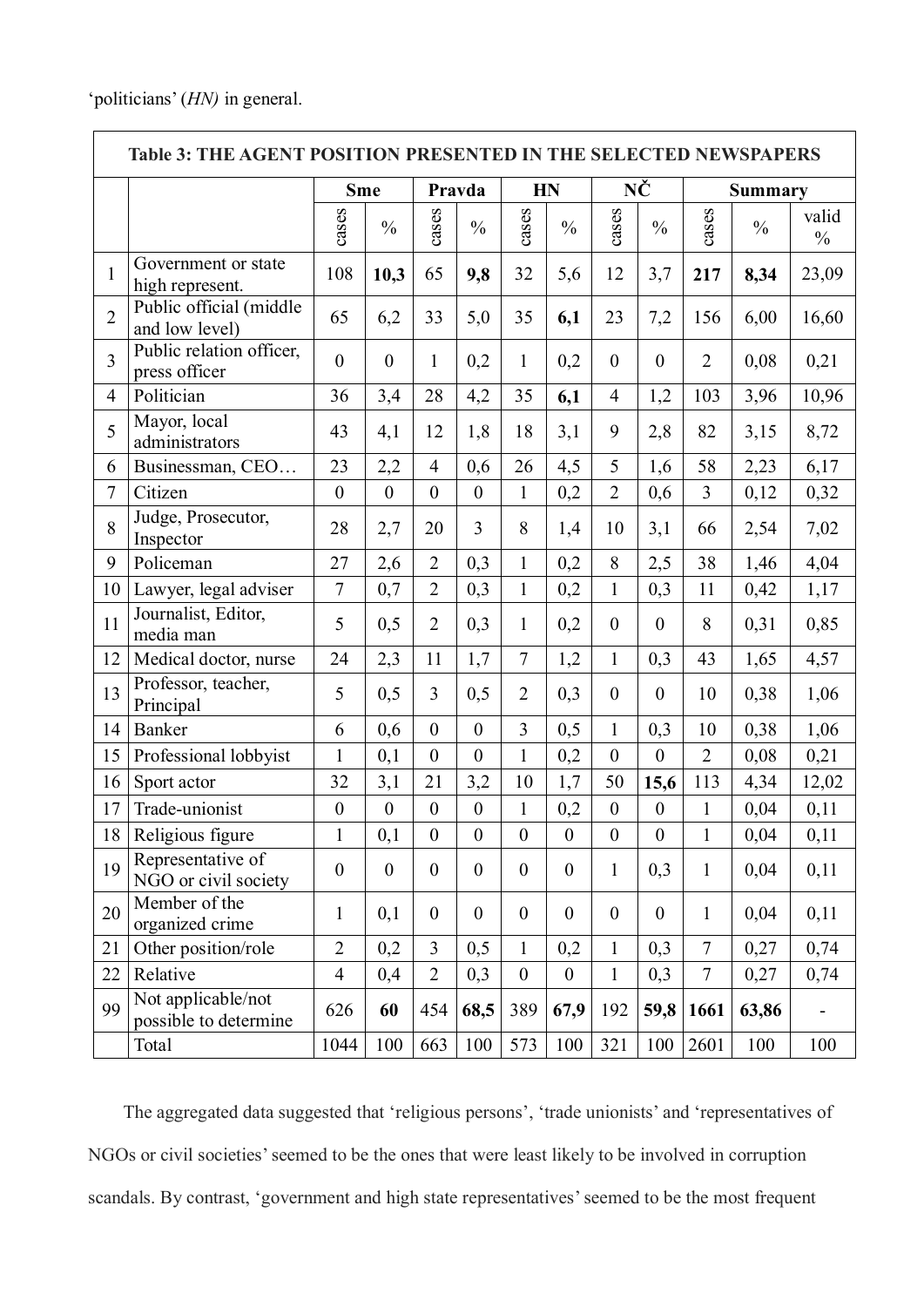'politicians' (*HN)* in general.

| Table 3: THE AGENT POSITION PRESENTED IN THE SELECTED NEWSPAPERS | | | | | | | | | | | | |
|---|---|---|---|---|---|---|---|---|---|---|---|---|
| | | **Sme** | | **Pravda** | | **HN** | | **NČ** | | **Summary** | | |
| | | cases | % | cases | % | cases | % | cases | % | cases | % | valid % |
| 1 | Government or state high represent. | 108 | **10,3** | 65 | **9,8** | 32 | 5,6 | 12 | 3,7 | **217** | **8,34** | 23,09 |
| 2 | Public official (middle and low level) | 65 | 6,2 | 33 | 5,0 | 35 | **6,1** | 23 | 7,2 | 156 | 6,00 | 16,60 |
| 3 | Public relation officer, press officer | 0 | 0 | 1 | 0,2 | 1 | 0,2 | 0 | 0 | 2 | 0,08 | 0,21 |
| 4 | Politician | 36 | 3,4 | 28 | 4,2 | 35 | **6,1** | 4 | 1,2 | 103 | 3,96 | 10,96 |
| 5 | Mayor, local administrators | 43 | 4,1 | 12 | 1,8 | 18 | 3,1 | 9 | 2,8 | 82 | 3,15 | 8,72 |
| 6 | Businessman, CEO… | 23 | 2,2 | 4 | 0,6 | 26 | 4,5 | 5 | 1,6 | 58 | 2,23 | 6,17 |
| 7 | Citizen | 0 | 0 | 0 | 0 | 1 | 0,2 | 2 | 0,6 | 3 | 0,12 | 0,32 |
| 8 | Judge, Prosecutor, Inspector | 28 | 2,7 | 20 | 3 | 8 | 1,4 | 10 | 3,1 | 66 | 2,54 | 7,02 |
| 9 | Policeman | 27 | 2,6 | 2 | 0,3 | 1 | 0,2 | 8 | 2,5 | 38 | 1,46 | 4,04 |
| 10 | Lawyer, legal adviser | 7 | 0,7 | 2 | 0,3 | 1 | 0,2 | 1 | 0,3 | 11 | 0,42 | 1,17 |
| 11 | Journalist, Editor, media man | 5 | 0,5 | 2 | 0,3 | 1 | 0,2 | 0 | 0 | 8 | 0,31 | 0,85 |
| 12 | Medical doctor, nurse | 24 | 2,3 | 11 | 1,7 | 7 | 1,2 | 1 | 0,3 | 43 | 1,65 | 4,57 |
| 13 | Professor, teacher, Principal | 5 | 0,5 | 3 | 0,5 | 2 | 0,3 | 0 | 0 | 10 | 0,38 | 1,06 |
| 14 | Banker | 6 | 0,6 | 0 | 0 | 3 | 0,5 | 1 | 0,3 | 10 | 0,38 | 1,06 |
| 15 | Professional lobbyist | 1 | 0,1 | 0 | 0 | 1 | 0,2 | 0 | 0 | 2 | 0,08 | 0,21 |
| 16 | Sport actor | 32 | 3,1 | 21 | 3,2 | 10 | 1,7 | 50 | **15,6** | 113 | 4,34 | 12,02 |
| 17 | Trade-unionist | 0 | 0 | 0 | 0 | 1 | 0,2 | 0 | 0 | 1 | 0,04 | 0,11 |
| 18 | Religious figure | 1 | 0,1 | 0 | 0 | 0 | 0 | 0 | 0 | 1 | 0,04 | 0,11 |
| 19 | Representative of NGO or civil society | 0 | 0 | 0 | 0 | 0 | 0 | 1 | 0,3 | 1 | 0,04 | 0,11 |
| 20 | Member of the organized crime | 1 | 0,1 | 0 | 0 | 0 | 0 | 0 | 0 | 1 | 0,04 | 0,11 |
| 21 | Other position/role | 2 | 0,2 | 3 | 0,5 | 1 | 0,2 | 1 | 0,3 | 7 | 0,27 | 0,74 |
| 22 | Relative | 4 | 0,4 | 2 | 0,3 | 0 | 0 | 1 | 0,3 | 7 | 0,27 | 0,74 |
| 99 | Not applicable/not possible to determine | 626 | **60** | 454 | **68,5** | 389 | **67,9** | 192 | **59,8** | **1661** | **63,86** | - |
| | Total | 1044 | 100 | 663 | 100 | 573 | 100 | 321 | 100 | 2601 | 100 | 100 |

The aggregated data suggested that 'religious persons', 'trade unionists' and 'representatives of NGOs or civil societies' seemed to be the ones that were least likely to be involved in corruption scandals. By contrast, 'government and high state representatives' seemed to be the most frequent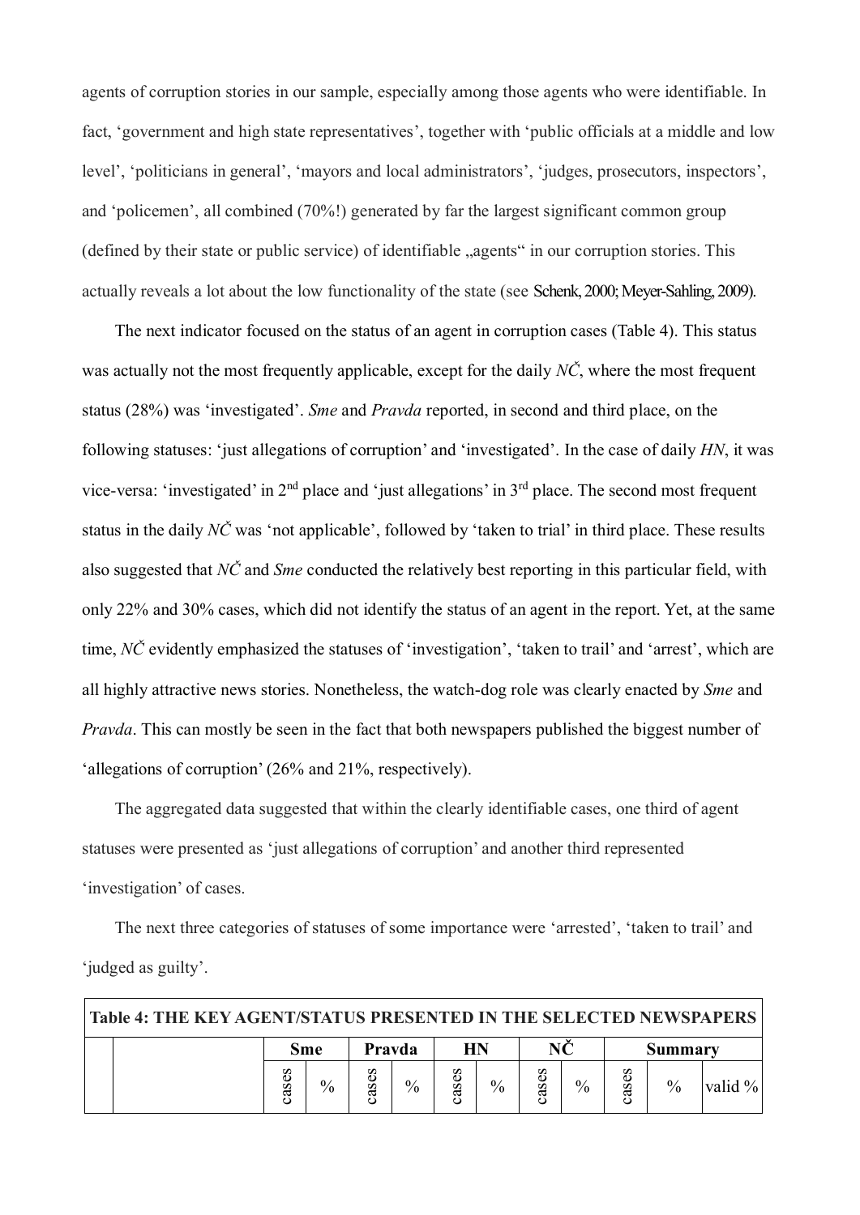agents of corruption stories in our sample, especially among those agents who were identifiable. In fact, 'government and high state representatives', together with 'public officials at a middle and low level', 'politicians in general', 'mayors and local administrators', 'judges, prosecutors, inspectors', and 'policemen', all combined (70%!) generated by far the largest significant common group (defined by their state or public service) of identifiable „agents" in our corruption stories. This actually reveals a lot about the low functionality of the state (see Schenk, 2000; Meyer-Sahling, 2009).

The next indicator focused on the status of an agent in corruption cases (Table 4). This status was actually not the most frequently applicable, except for the daily *NČ*, where the most frequent status (28%) was 'investigated'. *Sme* and *Pravda* reported, in second and third place, on the following statuses: 'just allegations of corruption' and 'investigated'. In the case of daily *HN*, it was vice-versa: 'investigated' in 2nd place and 'just allegations' in 3rd place. The second most frequent status in the daily *NČ* was 'not applicable', followed by 'taken to trial' in third place. These results also suggested that *NČ* and *Sme* conducted the relatively best reporting in this particular field, with only 22% and 30% cases, which did not identify the status of an agent in the report. Yet, at the same time, *NČ* evidently emphasized the statuses of 'investigation', 'taken to trail' and 'arrest', which are all highly attractive news stories. Nonetheless, the watch-dog role was clearly enacted by *Sme* and *Pravda*. This can mostly be seen in the fact that both newspapers published the biggest number of 'allegations of corruption' (26% and 21%, respectively).

The aggregated data suggested that within the clearly identifiable cases, one third of agent statuses were presented as 'just allegations of corruption' and another third represented 'investigation' of cases.

The next three categories of statuses of some importance were 'arrested', 'taken to trail' and 'judged as guilty'.

| **Table 4: THE KEY AGENT/STATUS PRESENTED IN THE SELECTED NEWSPAPERS** | | | | | | | | | | | | |
|---|---|---|---|---|---|---|---|---|---|---|---|---|
| | | **Sme** | | **Pravda** | | **HN** | | **NČ** | | **Summary** | | |
| | | cases | % | cases | % | cases | % | cases | % | cases | % | valid % |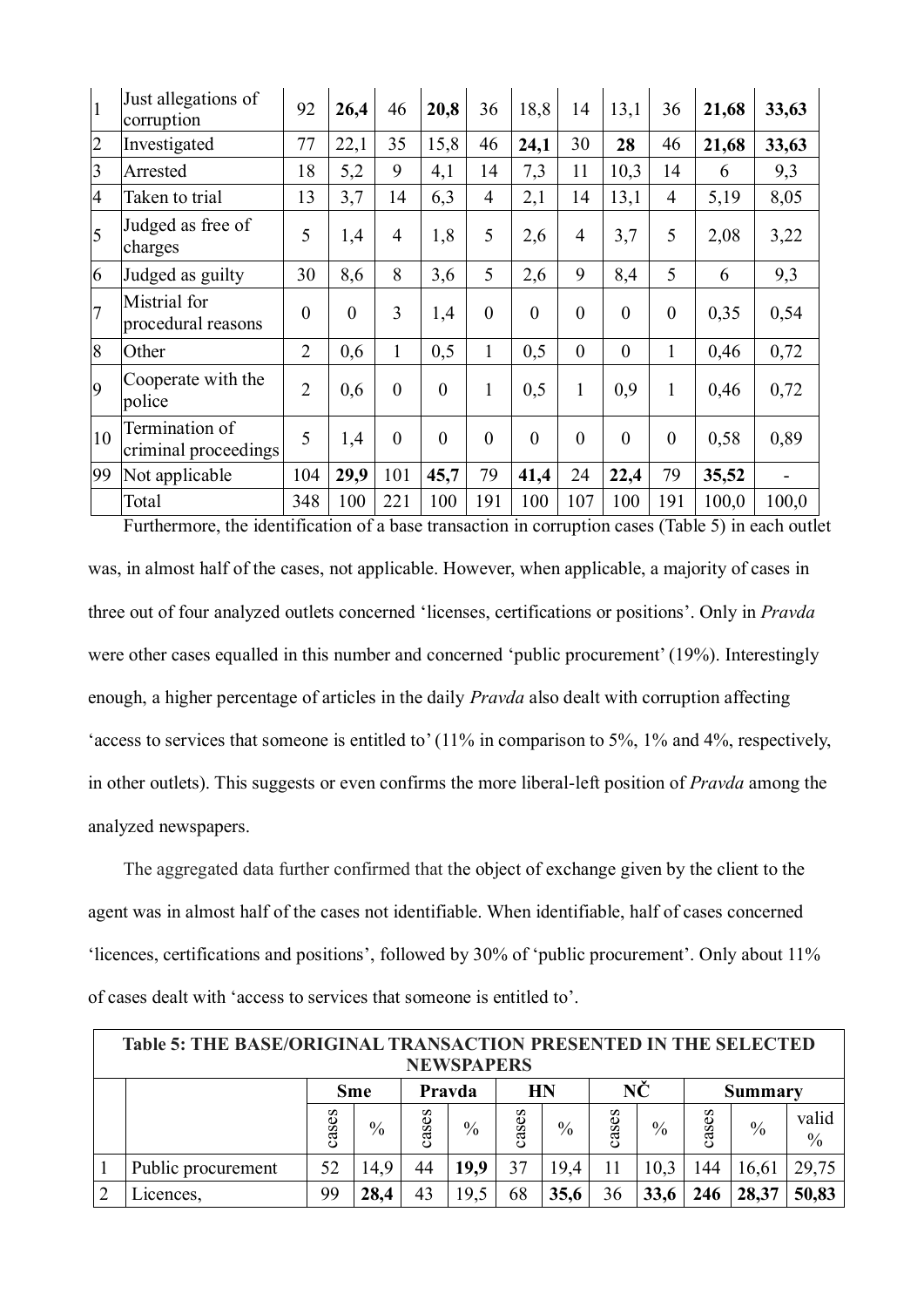| | | | | | | | | | | | | |
|---|---|---|---|---|---|---|---|---|---|---|---|---|
| 1 | Just allegations of corruption | 92 | **26,4** | 46 | **20,8** | 36 | 18,8 | 14 | 13,1 | 36 | **21,68** | **33,63** |
| 2 | Investigated | 77 | 22,1 | 35 | 15,8 | 46 | **24,1** | 30 | **28** | 46 | **21,68** | **33,63** |
| 3 | Arrested | 18 | 5,2 | 9 | 4,1 | 14 | 7,3 | 11 | 10,3 | 14 | 6 | 9,3 |
| 4 | Taken to trial | 13 | 3,7 | 14 | 6,3 | 4 | 2,1 | 14 | 13,1 | 4 | 5,19 | 8,05 |
| 5 | Judged as free of charges | 5 | 1,4 | 4 | 1,8 | 5 | 2,6 | 4 | 3,7 | 5 | 2,08 | 3,22 |
| 6 | Judged as guilty | 30 | 8,6 | 8 | 3,6 | 5 | 2,6 | 9 | 8,4 | 5 | 6 | 9,3 |
| 7 | Mistrial for procedural reasons | 0 | 0 | 3 | 1,4 | 0 | 0 | 0 | 0 | 0 | 0,35 | 0,54 |
| 8 | Other | 2 | 0,6 | 1 | 0,5 | 1 | 0,5 | 0 | 0 | 1 | 0,46 | 0,72 |
| 9 | Cooperate with the police | 2 | 0,6 | 0 | 0 | 1 | 0,5 | 1 | 0,9 | 1 | 0,46 | 0,72 |
| 10 | Termination of criminal proceedings | 5 | 1,4 | 0 | 0 | 0 | 0 | 0 | 0 | 0 | 0,58 | 0,89 |
| 99 | Not applicable | 104 | **29,9** | 101 | **45,7** | 79 | **41,4** | 24 | **22,4** | 79 | **35,52** | - |
| | Total | 348 | 100 | 221 | 100 | 191 | 100 | 107 | 100 | 191 | 100,0 | 100,0 |

Furthermore, the identification of a base transaction in corruption cases (Table 5) in each outlet was, in almost half of the cases, not applicable. However, when applicable, a majority of cases in three out of four analyzed outlets concerned 'licenses, certifications or positions'. Only in *Pravda* were other cases equalled in this number and concerned 'public procurement' (19%). Interestingly enough, a higher percentage of articles in the daily *Pravda* also dealt with corruption affecting 'access to services that someone is entitled to' (11% in comparison to 5%, 1% and 4%, respectively, in other outlets). This suggests or even confirms the more liberal-left position of *Pravda* among the analyzed newspapers.

The aggregated data further confirmed that the object of exchange given by the client to the agent was in almost half of the cases not identifiable. When identifiable, half of cases concerned 'licences, certifications and positions', followed by 30% of 'public procurement'. Only about 11% of cases dealt with 'access to services that someone is entitled to'.

**Table 5: THE BASE/ORIGINAL TRANSACTION PRESENTED IN THE SELECTED NEWSPAPERS**

| | | Sme | | Pravda | | HN | | NČ | | Summary | | |
|---|---|---|---|---|---|---|---|---|---|---|---|---|
| | | cases | % | cases | % | cases | % | cases | % | cases | % | valid % |
| 1 | Public procurement | 52 | 14,9 | 44 | **19,9** | 37 | 19,4 | 11 | 10,3 | 144 | 16,61 | 29,75 |
| 2 | Licences, | 99 | **28,4** | 43 | 19,5 | 68 | **35,6** | 36 | **33,6** | **246** | **28,37** | **50,83** |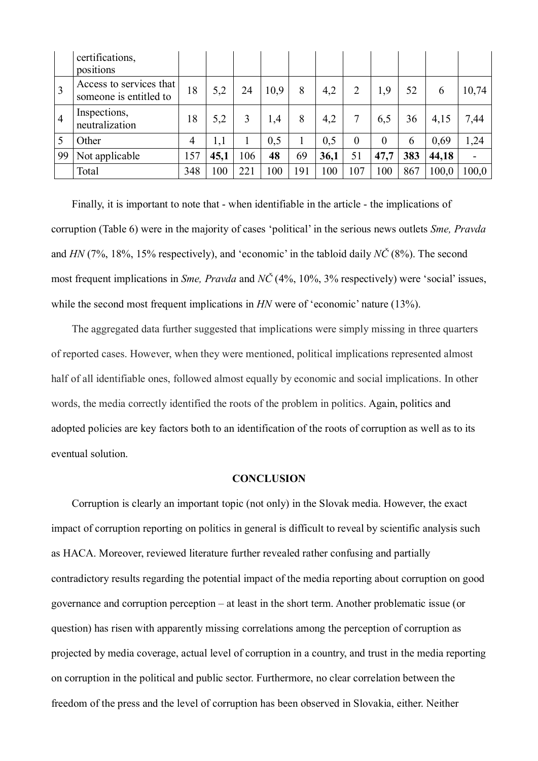|  | certifications, positions |  |  |  |  |  |  |  |  |  |  |  |
|---|---|---|---|---|---|---|---|---|---|---|---|---|
| 3 | Access to services that someone is entitled to | 18 | 5,2 | 24 | 10,9 | 8 | 4,2 | 2 | 1,9 | 52 | 6 | 10,74 |
| 4 | Inspections, neutralization | 18 | 5,2 | 3 | 1,4 | 8 | 4,2 | 7 | 6,5 | 36 | 4,15 | 7,44 |
| 5 | Other | 4 | 1,1 | 1 | 0,5 | 1 | 0,5 | 0 | 0 | 6 | 0,69 | 1,24 |
| 99 | Not applicable | 157 | **45,1** | 106 | **48** | 69 | **36,1** | 51 | **47,7** | **383** | **44,18** | - |
|  | Total | 348 | 100 | 221 | 100 | 191 | 100 | 107 | 100 | 867 | 100,0 | 100,0 |

Finally, it is important to note that - when identifiable in the article - the implications of corruption (Table 6) were in the majority of cases 'political' in the serious news outlets *Sme, Pravda* and *HN* (7%, 18%, 15% respectively), and 'economic' in the tabloid daily *NČ* (8%). The second most frequent implications in *Sme, Pravda* and *NČ* (4%, 10%, 3% respectively) were 'social' issues, while the second most frequent implications in *HN* were of 'economic' nature (13%).

The aggregated data further suggested that implications were simply missing in three quarters of reported cases. However, when they were mentioned, political implications represented almost half of all identifiable ones, followed almost equally by economic and social implications. In other words, the media correctly identified the roots of the problem in politics. Again, politics and adopted policies are key factors both to an identification of the roots of corruption as well as to its eventual solution.

## CONCLUSION

Corruption is clearly an important topic (not only) in the Slovak media. However, the exact impact of corruption reporting on politics in general is difficult to reveal by scientific analysis such as HACA. Moreover, reviewed literature further revealed rather confusing and partially contradictory results regarding the potential impact of the media reporting about corruption on good governance and corruption perception – at least in the short term. Another problematic issue (or question) has risen with apparently missing correlations among the perception of corruption as projected by media coverage, actual level of corruption in a country, and trust in the media reporting on corruption in the political and public sector. Furthermore, no clear correlation between the freedom of the press and the level of corruption has been observed in Slovakia, either. Neither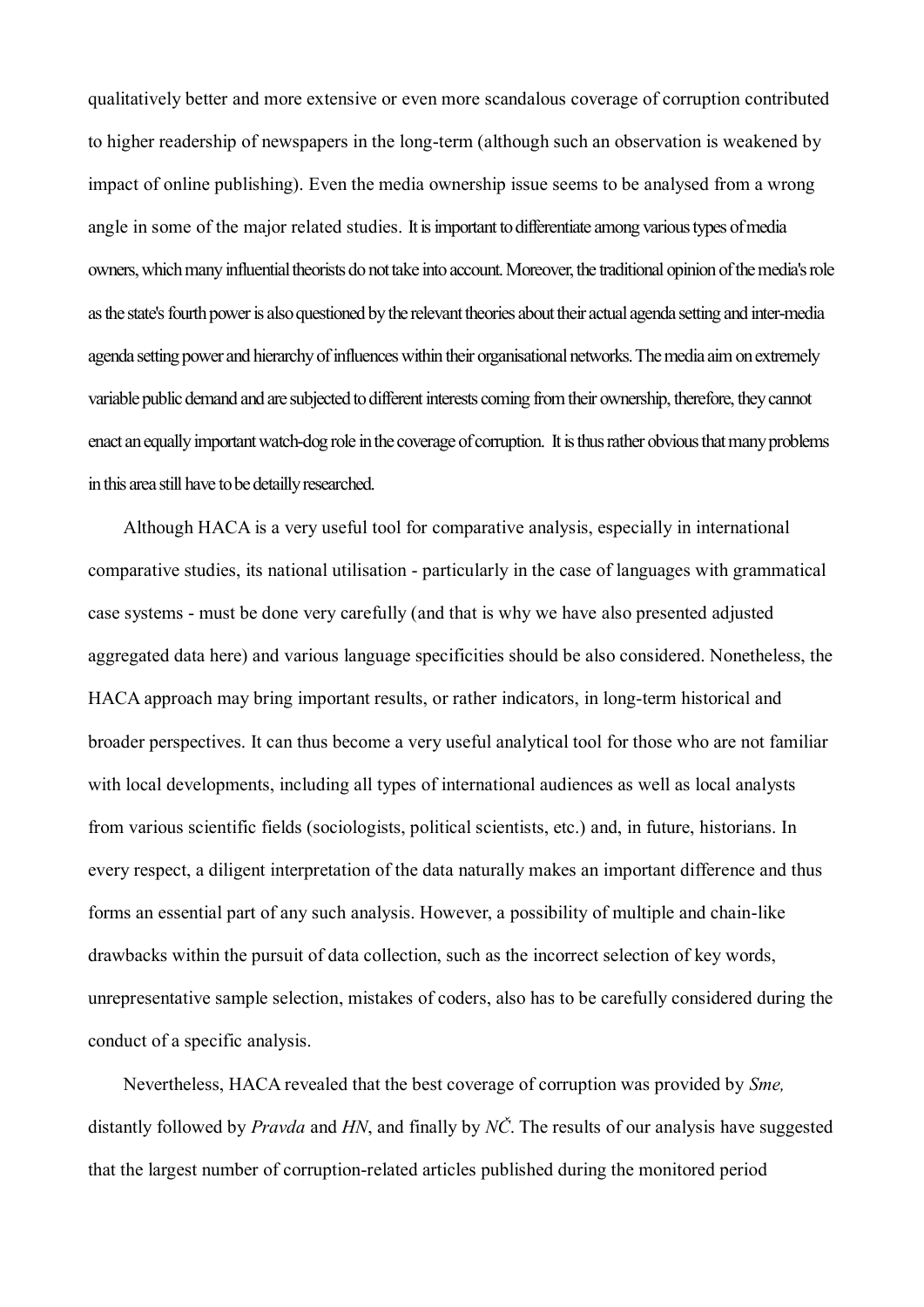qualitatively better and more extensive or even more scandalous coverage of corruption contributed to higher readership of newspapers in the long-term (although such an observation is weakened by impact of online publishing). Even the media ownership issue seems to be analysed from a wrong angle in some of the major related studies. It is important to differentiate among various types of media owners, which many influential theorists do not take into account. Moreover, the traditional opinion of the media's role as the state's fourth power is also questioned by the relevant theories about their actual agenda setting and inter-media agenda setting power and hierarchy of influences within their organisational networks. The media aim on extremely variable public demand and are subjected to different interests coming from their ownership, therefore, they cannot enact an equally important watch-dog role in the coverage of corruption. It is thus rather obvious that many problems in this area still have to be detailly researched.

Although HACA is a very useful tool for comparative analysis, especially in international comparative studies, its national utilisation - particularly in the case of languages with grammatical case systems - must be done very carefully (and that is why we have also presented adjusted aggregated data here) and various language specificities should be also considered. Nonetheless, the HACA approach may bring important results, or rather indicators, in long-term historical and broader perspectives. It can thus become a very useful analytical tool for those who are not familiar with local developments, including all types of international audiences as well as local analysts from various scientific fields (sociologists, political scientists, etc.) and, in future, historians. In every respect, a diligent interpretation of the data naturally makes an important difference and thus forms an essential part of any such analysis. However, a possibility of multiple and chain-like drawbacks within the pursuit of data collection, such as the incorrect selection of key words, unrepresentative sample selection, mistakes of coders, also has to be carefully considered during the conduct of a specific analysis.

Nevertheless, HACA revealed that the best coverage of corruption was provided by *Sme,* distantly followed by *Pravda* and *HN*, and finally by *NČ*. The results of our analysis have suggested that the largest number of corruption-related articles published during the monitored period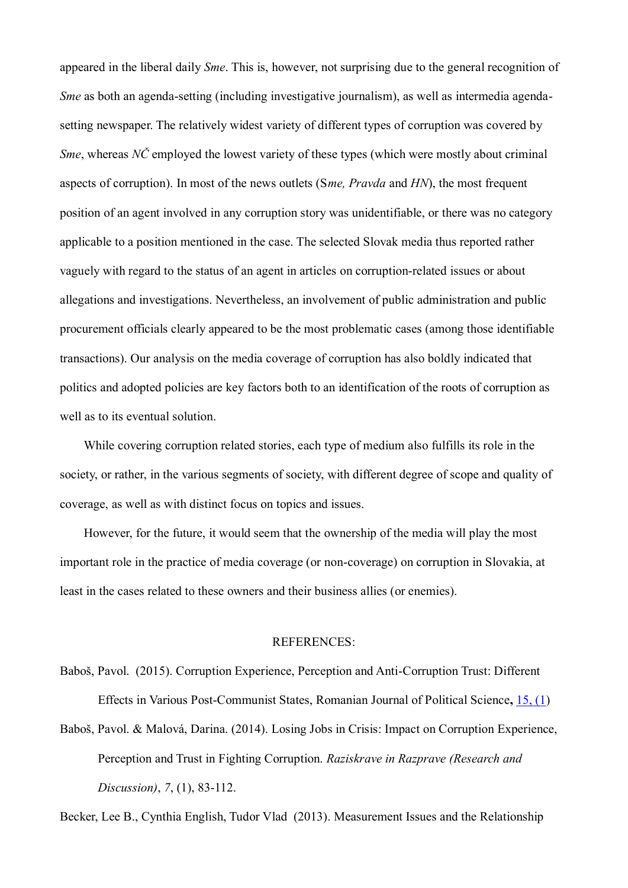appeared in the liberal daily *Sme*. This is, however, not surprising due to the general recognition of *Sme* as both an agenda-setting (including investigative journalism), as well as intermedia agenda-setting newspaper. The relatively widest variety of different types of corruption was covered by *Sme*, whereas *NČ* employed the lowest variety of these types (which were mostly about criminal aspects of corruption). In most of the news outlets (S*me, Pravda* and *HN*), the most frequent position of an agent involved in any corruption story was unidentifiable, or there was no category applicable to a position mentioned in the case. The selected Slovak media thus reported rather vaguely with regard to the status of an agent in articles on corruption-related issues or about allegations and investigations. Nevertheless, an involvement of public administration and public procurement officials clearly appeared to be the most problematic cases (among those identifiable transactions). Our analysis on the media coverage of corruption has also boldly indicated that politics and adopted policies are key factors both to an identification of the roots of corruption as well as to its eventual solution.

While covering corruption related stories, each type of medium also fulfills its role in the society, or rather, in the various segments of society, with different degree of scope and quality of coverage, as well as with distinct focus on topics and issues.

However, for the future, it would seem that the ownership of the media will play the most important role in the practice of media coverage (or non-coverage) on corruption in Slovakia, at least in the cases related to these owners and their business allies (or enemies).

## REFERENCES:

Baboš, Pavol. (2015). Corruption Experience, Perception and Anti-Corruption Trust: Different Effects in Various Post-Communist States, Romanian Journal of Political Science**,** 15, (1)

Baboš, Pavol. & Malová, Darina. (2014). Losing Jobs in Crisis: Impact on Corruption Experience, Perception and Trust in Fighting Corruption. *Raziskrave in Razprave (Research and Discussion)*, *7*, (1), 83-112.

Becker, Lee B., Cynthia English, Tudor Vlad (2013). Measurement Issues and the Relationship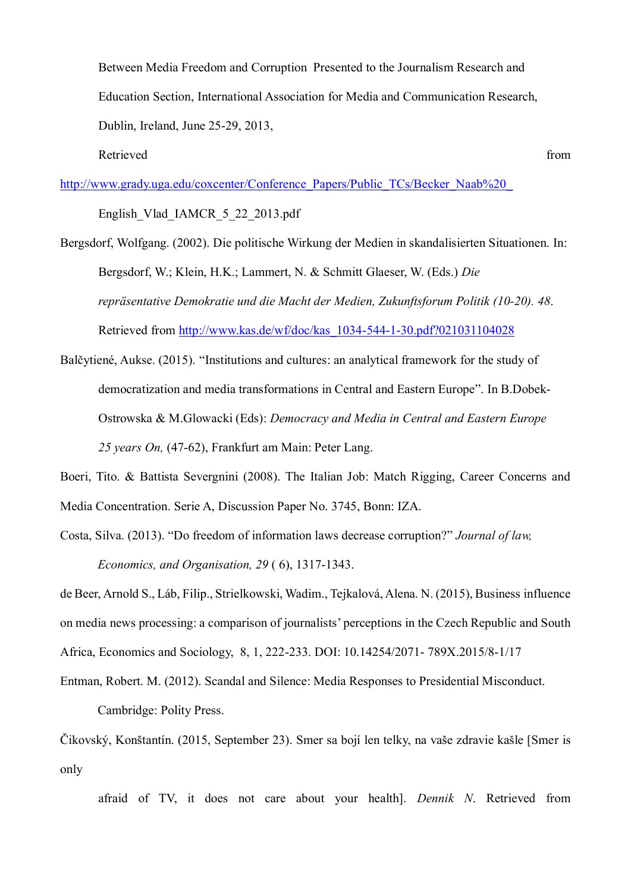Between Media Freedom and Corruption Presented to the Journalism Research and Education Section, International Association for Media and Communication Research, Dublin, Ireland, June 25-29, 2013, Retrieved from http://www.grady.uga.edu/coxcenter/Conference_Papers/Public_TCs/Becker_Naab%20_English_Vlad_IAMCR_5_22_2013.pdf

Bergsdorf, Wolfgang. (2002). Die politische Wirkung der Medien in skandalisierten Situationen. In: Bergsdorf, W.; Klein, H.K.; Lammert, N. & Schmitt Glaeser, W. (Eds.) *Die repräsentative Demokratie und die Macht der Medien, Zukunftsforum Politik (10-20). 48*. Retrieved from http://www.kas.de/wf/doc/kas_1034-544-1-30.pdf?021031104028

Balčytiené, Aukse. (2015). "Institutions and cultures: an analytical framework for the study of democratization and media transformations in Central and Eastern Europe". In B.Dobek-Ostrowska & M.Glowacki (Eds): *Democracy and Media in Central and Eastern Europe 25 years On,* (47-62), Frankfurt am Main: Peter Lang.

Boeri, Tito. & Battista Severgnini (2008). The Italian Job: Match Rigging, Career Concerns and Media Concentration. Serie A, Discussion Paper No. 3745, Bonn: IZA.

Costa, Silva. (2013). "Do freedom of information laws decrease corruption?" *Journal of law, Economics, and Organisation, 29* ( 6), 1317-1343.

de Beer, Arnold S., Láb, Filip., Strielkowski, Wadim., Tejkalová, Alena. N. (2015), Business influence on media news processing: a comparison of journalists' perceptions in the Czech Republic and South Africa, Economics and Sociology, 8, 1, 222-233. DOI: 10.14254/2071- 789X.2015/8-1/17

Entman, Robert. M. (2012). Scandal and Silence: Media Responses to Presidential Misconduct. Cambridge: Polity Press.

Čikovský, Konštantín. (2015, September 23). Smer sa bojí len telky, na vaše zdravie kašle [Smer is only afraid of TV, it does not care about your health]. *Dennik N*. Retrieved from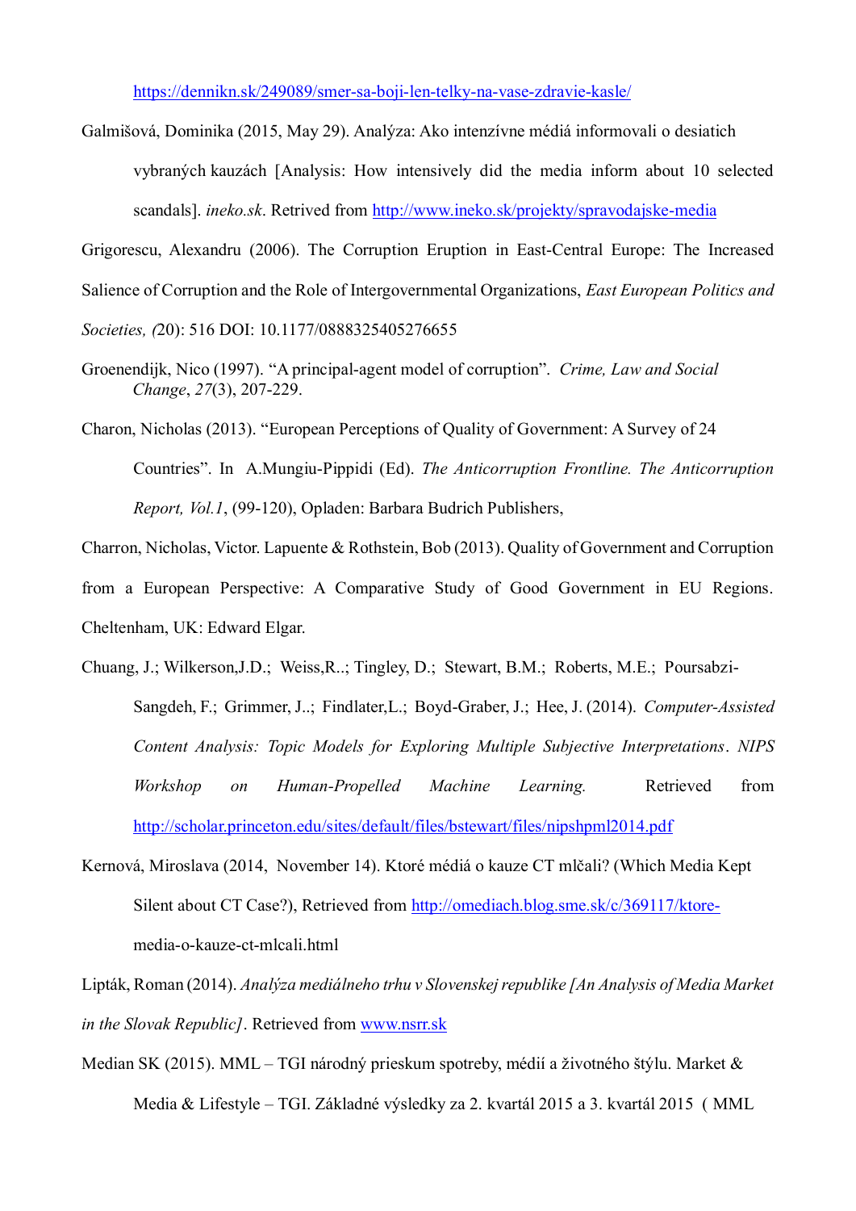https://dennikn.sk/249089/smer-sa-boji-len-telky-na-vase-zdravie-kasle/

Galmišová, Dominika (2015, May 29). Analýza: Ako intenzívne médiá informovali o desiatich vybraných kauzách [Analysis: How intensively did the media inform about 10 selected scandals]. *ineko.sk*. Retrived from http://www.ineko.sk/projekty/spravodajske-media

Grigorescu, Alexandru (2006). The Corruption Eruption in East-Central Europe: The Increased Salience of Corruption and the Role of Intergovernmental Organizations, *East European Politics and Societies, (*20): 516 DOI: 10.1177/0888325405276655

Groenendijk, Nico (1997). "A principal-agent model of corruption". *Crime, Law and Social Change*, *27*(3), 207-229.

Charon, Nicholas (2013). "European Perceptions of Quality of Government: A Survey of 24 Countries". In A.Mungiu-Pippidi (Ed). *The Anticorruption Frontline. The Anticorruption Report, Vol.1*, (99-120), Opladen: Barbara Budrich Publishers,

Charron, Nicholas, Victor. Lapuente & Rothstein, Bob (2013). Quality of Government and Corruption from a European Perspective: A Comparative Study of Good Government in EU Regions. Cheltenham, UK: Edward Elgar.

Chuang, J.; Wilkerson,J.D.; Weiss,R..; Tingley, D.; Stewart, B.M.; Roberts, M.E.; Poursabzi-Sangdeh, F.; Grimmer, J..; Findlater,L.; Boyd-Graber, J.; Hee, J. (2014). *Computer-Assisted Content Analysis: Topic Models for Exploring Multiple Subjective Interpretations*. *NIPS Workshop on Human-Propelled Machine Learning.* Retrieved from http://scholar.princeton.edu/sites/default/files/bstewart/files/nipshpml2014.pdf

Kernová, Miroslava (2014, November 14). Ktoré médiá o kauze CT mlčali? (Which Media Kept Silent about CT Case?), Retrieved from http://omediach.blog.sme.sk/c/369117/ktore-media-o-kauze-ct-mlcali.html

Lipták, Roman (2014). *Analýza mediálneho trhu v Slovenskej republike [An Analysis of Media Market in the Slovak Republic]*. Retrieved from www.nsrr.sk

Median SK (2015). MML – TGI národný prieskum spotreby, médií a životného štýlu. Market & Media & Lifestyle – TGI. Základné výsledky za 2. kvartál 2015 a 3. kvartál 2015 ( MML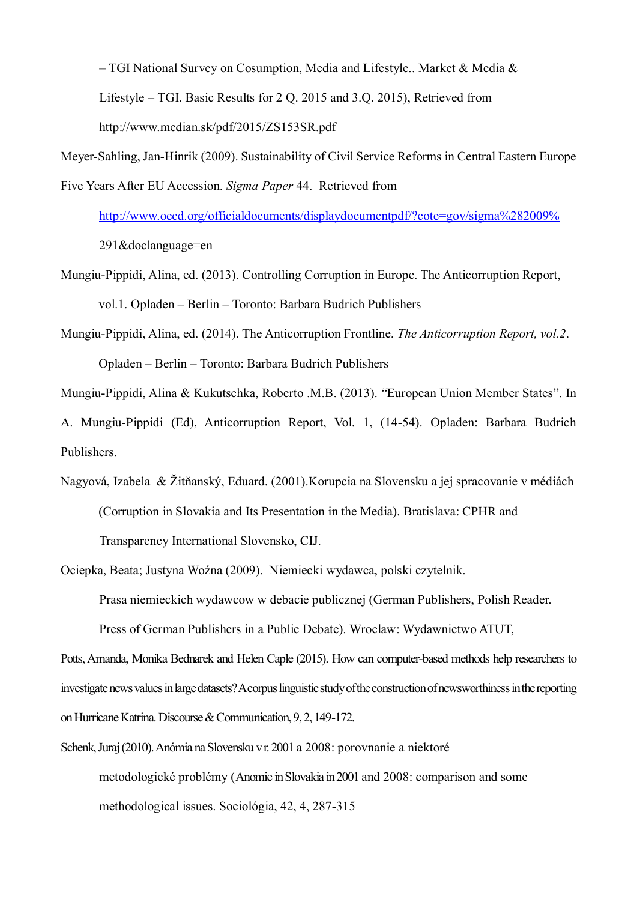– TGI National Survey on Cosumption, Media and Lifestyle.. Market & Media & Lifestyle – TGI. Basic Results for 2 Q. 2015 and 3.Q. 2015), Retrieved from http://www.median.sk/pdf/2015/ZS153SR.pdf

Meyer-Sahling, Jan-Hinrik (2009). Sustainability of Civil Service Reforms in Central Eastern Europe Five Years After EU Accession. *Sigma Paper* 44. Retrieved from http://www.oecd.org/officialdocuments/displaydocumentpdf/?cote=gov/sigma%282009%291&doclanguage=en

Mungiu-Pippidi, Alina, ed. (2013). Controlling Corruption in Europe. The Anticorruption Report, vol.1. Opladen – Berlin – Toronto: Barbara Budrich Publishers

Mungiu-Pippidi, Alina, ed. (2014). The Anticorruption Frontline. *The Anticorruption Report, vol.2*. Opladen – Berlin – Toronto: Barbara Budrich Publishers

Mungiu-Pippidi, Alina & Kukutschka, Roberto .M.B. (2013). "European Union Member States". In A. Mungiu-Pippidi (Ed), Anticorruption Report, Vol. 1, (14-54). Opladen: Barbara Budrich Publishers.

Nagyová, Izabela & Žitňanský, Eduard. (2001).Korupcia na Slovensku a jej spracovanie v médiách (Corruption in Slovakia and Its Presentation in the Media). Bratislava: CPHR and Transparency International Slovensko, CIJ.

Ociepka, Beata; Justyna Woźna (2009). Niemiecki wydawca, polski czytelnik. Prasa niemieckich wydawcow w debacie publicznej (German Publishers, Polish Reader. Press of German Publishers in a Public Debate). Wroclaw: Wydawnictwo ATUT,

Potts, Amanda, Monika Bednarek and Helen Caple (2015). How can computer-based methods help researchers to investigate news values in large datasets? A corpus linguistic study of the construction of newsworthiness in the reporting on Hurricane Katrina. Discourse & Communication, 9, 2, 149-172.

Schenk, Juraj (2010). Anómia na Slovensku v r. 2001 a 2008: porovnanie a niektoré metodologické problémy (Anomie in Slovakia in 2001 and 2008: comparison and some methodological issues. Sociológia, 42, 4, 287-315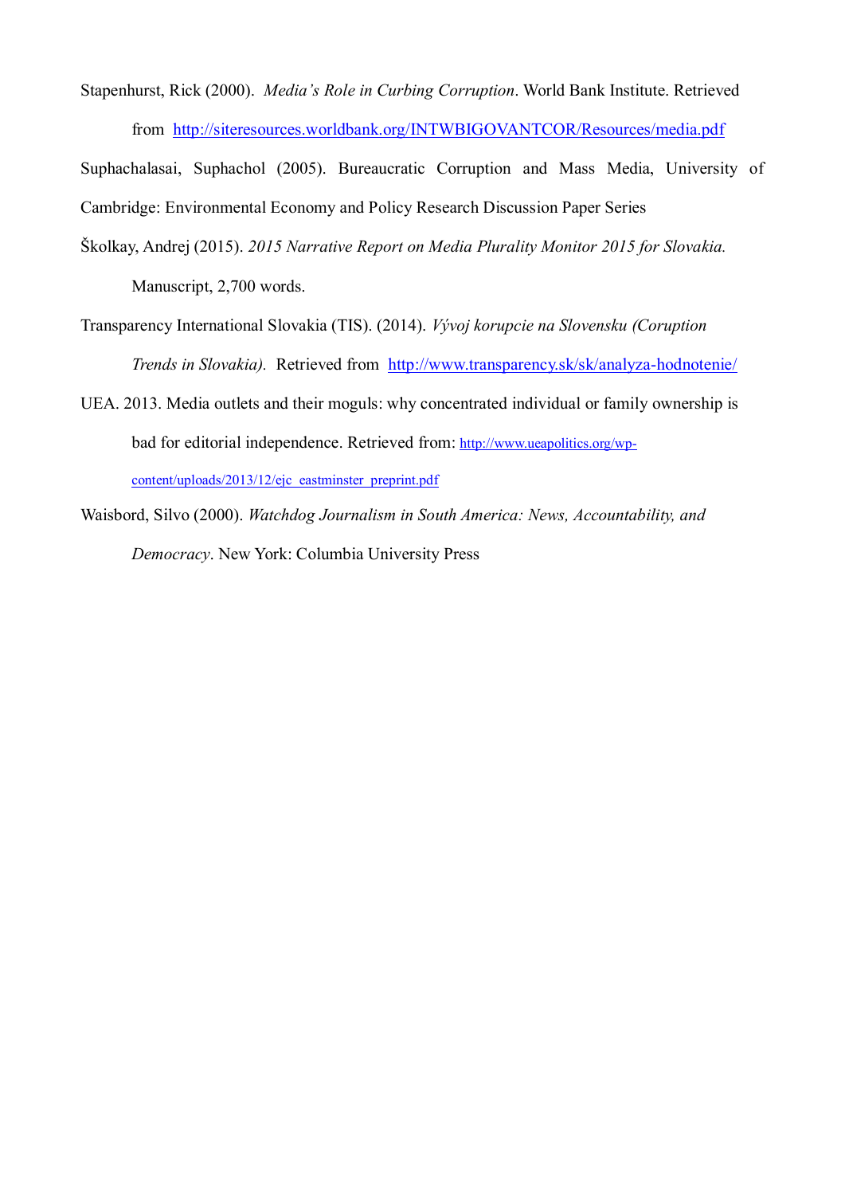Stapenhurst, Rick (2000). *Media's Role in Curbing Corruption*. World Bank Institute. Retrieved from http://siteresources.worldbank.org/INTWBIGOVANTCOR/Resources/media.pdf

Suphachalasai, Suphachol (2005). Bureaucratic Corruption and Mass Media, University of Cambridge: Environmental Economy and Policy Research Discussion Paper Series

Školkay, Andrej (2015). *2015 Narrative Report on Media Plurality Monitor 2015 for Slovakia.* Manuscript, 2,700 words.

Transparency International Slovakia (TIS). (2014). *Vývoj korupcie na Slovensku (Coruption Trends in Slovakia).* Retrieved from http://www.transparency.sk/sk/analyza-hodnotenie/

UEA. 2013. Media outlets and their moguls: why concentrated individual or family ownership is bad for editorial independence. Retrieved from: http://www.ueapolitics.org/wp-content/uploads/2013/12/ejc_eastminster_preprint.pdf

Waisbord, Silvo (2000). *Watchdog Journalism in South America: News, Accountability, and Democracy*. New York: Columbia University Press